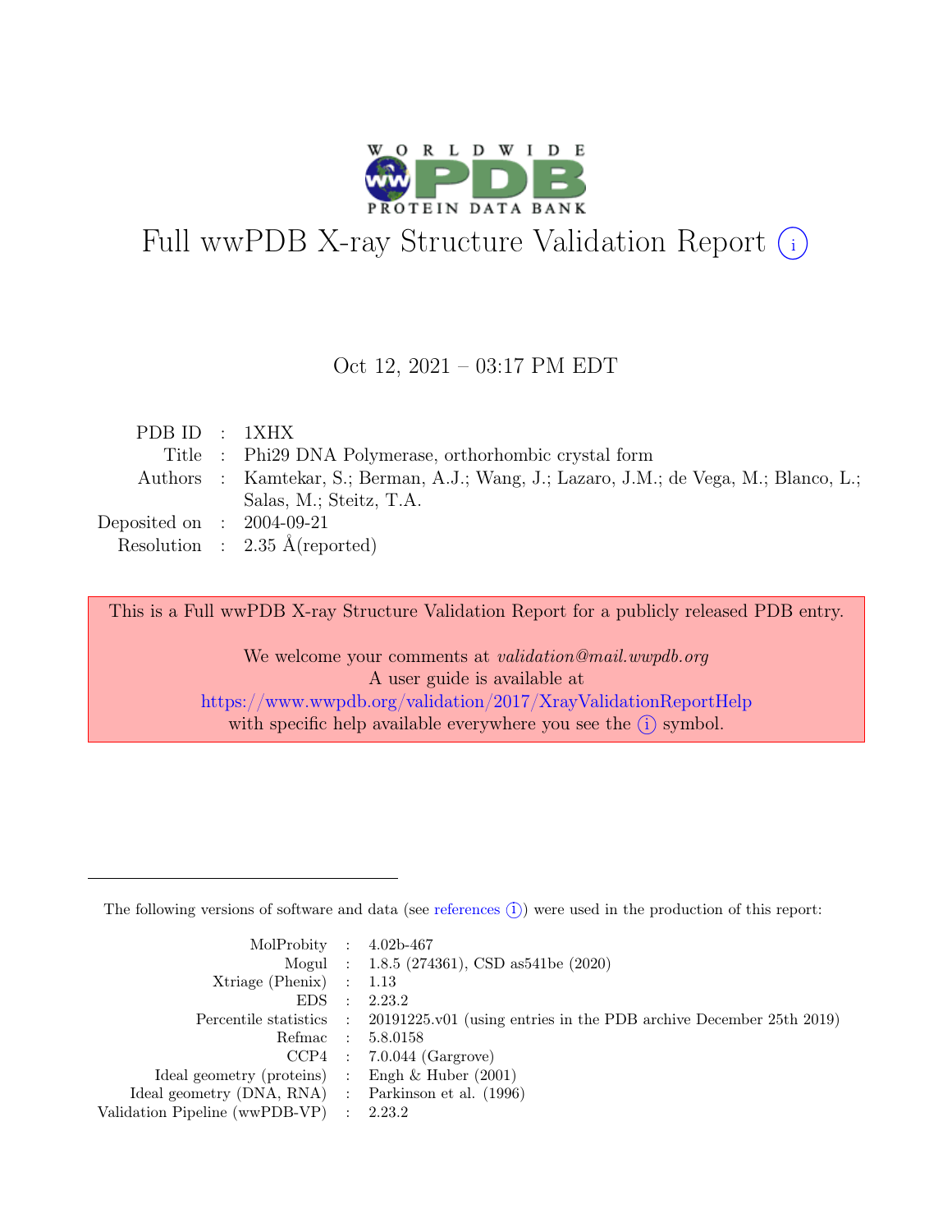# Full wwPDB X-ray Structure Validation Report (i)

Oct 12, 2021 – 03:17 PM EDT

| | | |
|---|---|---|
| PDB ID | : | 1XHX |
| Title | : | Phi29 DNA Polymerase, orthorhombic crystal form |
| Authors | : | Kamtekar, S.; Berman, A.J.; Wang, J.; Lazaro, J.M.; de Vega, M.; Blanco, L.; Salas, M.; Steitz, T.A. |
| Deposited on | : | 2004-09-21 |
| Resolution | : | 2.35 Å(reported) |

This is a Full wwPDB X-ray Structure Validation Report for a publicly released PDB entry.

We welcome your comments at *validation@mail.wwpdb.org*
A user guide is available at
https://www.wwpdb.org/validation/2017/XrayValidationReportHelp
with specific help available everywhere you see the (i) symbol.

---

The following versions of software and data (see references (i)) were used in the production of this report:

| | | |
|---|---|---|
| MolProbity | : | 4.02b-467 |
| Mogul | : | 1.8.5 (274361), CSD as541be (2020) |
| Xtriage (Phenix) | : | 1.13 |
| EDS | : | 2.23.2 |
| Percentile statistics | : | 20191225.v01 (using entries in the PDB archive December 25th 2019) |
| Refmac | : | 5.8.0158 |
| CCP4 | : | 7.0.044 (Gargrove) |
| Ideal geometry (proteins) | : | Engh & Huber (2001) |
| Ideal geometry (DNA, RNA) | : | Parkinson et al. (1996) |
| Validation Pipeline (wwPDB-VP) | : | 2.23.2 |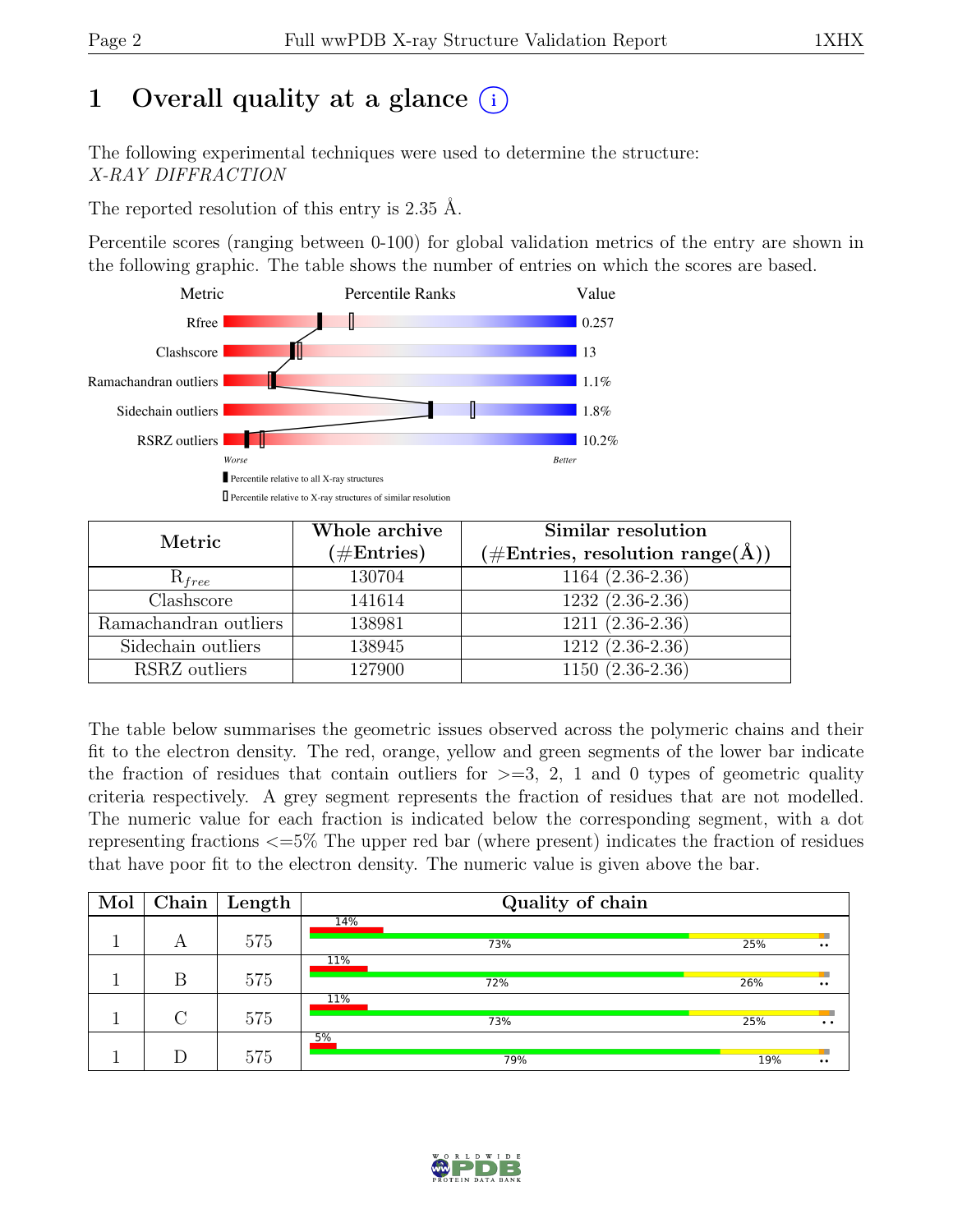# 1 Overall quality at a glance (i)

The following experimental techniques were used to determine the structure:
*X-RAY DIFFRACTION*

The reported resolution of this entry is 2.35 Å.

Percentile scores (ranging between 0-100) for global validation metrics of the entry are shown in the following graphic. The table shows the number of entries on which the scores are based.

| Metric | Value |
|---|---|
| Rfree | 0.257 |
| Clashscore | 13 |
| Ramachandran outliers | 1.1% |
| Sidechain outliers | 1.8% |
| RSRZ outliers | 10.2% |

Worse — Better

▮ Percentile relative to all X-ray structures

▯ Percentile relative to X-ray structures of similar resolution

| Metric | Whole archive (#Entries) | Similar resolution (#Entries, resolution range(Å)) |
|---|---|---|
| $R_{free}$ | 130704 | 1164 (2.36-2.36) |
| Clashscore | 141614 | 1232 (2.36-2.36) |
| Ramachandran outliers | 138981 | 1211 (2.36-2.36) |
| Sidechain outliers | 138945 | 1212 (2.36-2.36) |
| RSRZ outliers | 127900 | 1150 (2.36-2.36) |

The table below summarises the geometric issues observed across the polymeric chains and their fit to the electron density. The red, orange, yellow and green segments of the lower bar indicate the fraction of residues that contain outliers for >=3, 2, 1 and 0 types of geometric quality criteria respectively. A grey segment represents the fraction of residues that are not modelled. The numeric value for each fraction is indicated below the corresponding segment, with a dot representing fractions <=5% The upper red bar (where present) indicates the fraction of residues that have poor fit to the electron density. The numeric value is given above the bar.

| Mol | Chain | Length | Quality of chain |
|---|---|---|---|
| 1 | A | 575 | 14% / 73% / 25% / •• |
| 1 | B | 575 | 11% / 72% / 26% / •• |
| 1 | C | 575 | 11% / 73% / 25% / •• |
| 1 | D | 575 | 5% / 79% / 19% / •• |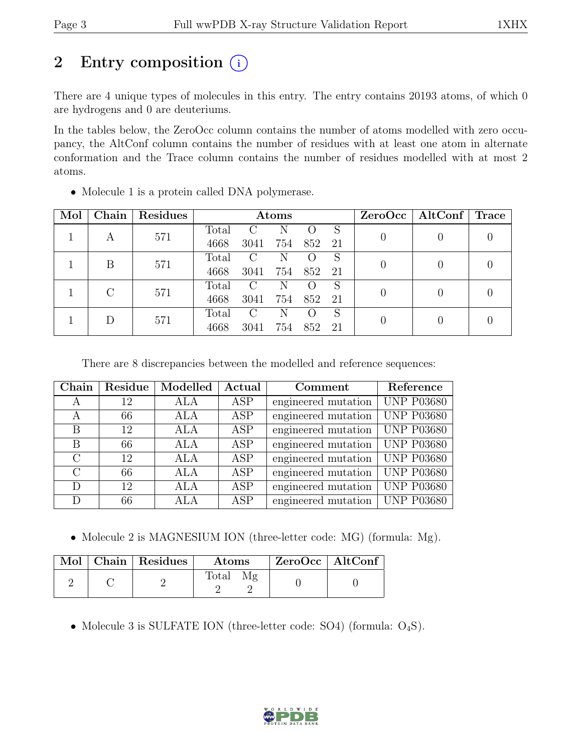# 2 Entry composition

There are 4 unique types of molecules in this entry. The entry contains 20193 atoms, of which 0 are hydrogens and 0 are deuteriums.

In the tables below, the ZeroOcc column contains the number of atoms modelled with zero occupancy, the AltConf column contains the number of residues with at least one atom in alternate conformation and the Trace column contains the number of residues modelled with at most 2 atoms.

- Molecule 1 is a protein called DNA polymerase.

| Mol | Chain | Residues | Atoms | | | | | ZeroOcc | AltConf | Trace |
|---|---|---|---|---|---|---|---|---|---|---|
| 1 | A | 571 | Total 4668 | C 3041 | N 754 | O 852 | S 21 | 0 | 0 | 0 |
| 1 | B | 571 | Total 4668 | C 3041 | N 754 | O 852 | S 21 | 0 | 0 | 0 |
| 1 | C | 571 | Total 4668 | C 3041 | N 754 | O 852 | S 21 | 0 | 0 | 0 |
| 1 | D | 571 | Total 4668 | C 3041 | N 754 | O 852 | S 21 | 0 | 0 | 0 |

There are 8 discrepancies between the modelled and reference sequences:

| Chain | Residue | Modelled | Actual | Comment | Reference |
|---|---|---|---|---|---|
| A | 12 | ALA | ASP | engineered mutation | UNP P03680 |
| A | 66 | ALA | ASP | engineered mutation | UNP P03680 |
| B | 12 | ALA | ASP | engineered mutation | UNP P03680 |
| B | 66 | ALA | ASP | engineered mutation | UNP P03680 |
| C | 12 | ALA | ASP | engineered mutation | UNP P03680 |
| C | 66 | ALA | ASP | engineered mutation | UNP P03680 |
| D | 12 | ALA | ASP | engineered mutation | UNP P03680 |
| D | 66 | ALA | ASP | engineered mutation | UNP P03680 |

- Molecule 2 is MAGNESIUM ION (three-letter code: MG) (formula: Mg).

| Mol | Chain | Residues | Atoms | | ZeroOcc | AltConf |
|---|---|---|---|---|---|---|
| 2 | C | 2 | Total 2 | Mg 2 | 0 | 0 |

- Molecule 3 is SULFATE ION (three-letter code: SO4) (formula: $O_4S$).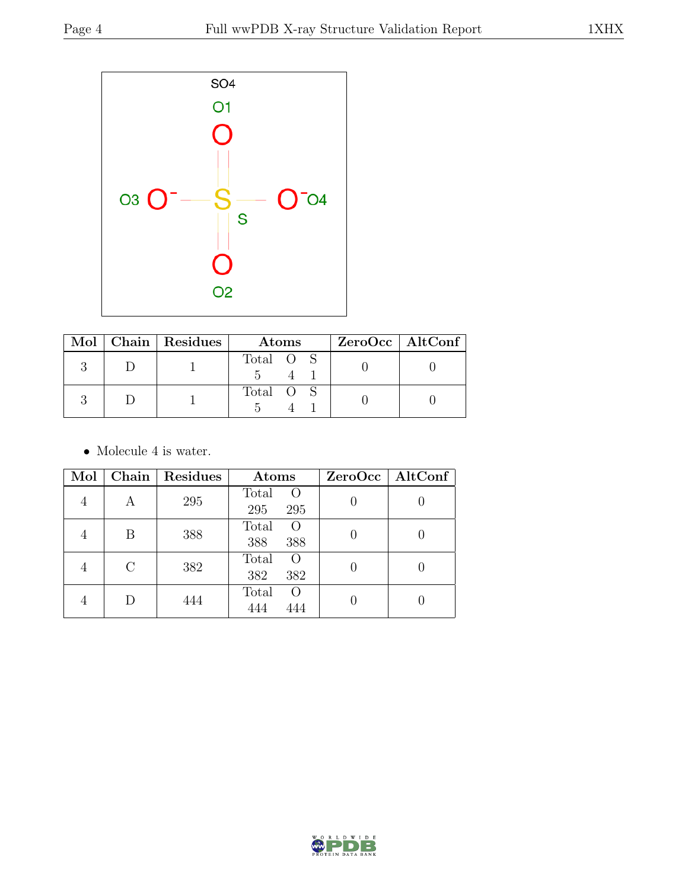| Mol | Chain | Residues | Atoms | | | ZeroOcc | AltConf |
|---|---|---|---|---|---|---|---|
| | | | Total | O | S | | |
| 3 | D | 1 | 5 | 4 | 1 | 0 | 0 |
| 3 | D | 1 | 5 | 4 | 1 | 0 | 0 |

- Molecule 4 is water.

| Mol | Chain | Residues | Atoms | | ZeroOcc | AltConf |
|---|---|---|---|---|---|---|
| | | | Total | O | | |
| 4 | A | 295 | 295 | 295 | 0 | 0 |
| 4 | B | 388 | 388 | 388 | 0 | 0 |
| 4 | C | 382 | 382 | 382 | 0 | 0 |
| 4 | D | 444 | 444 | 444 | 0 | 0 |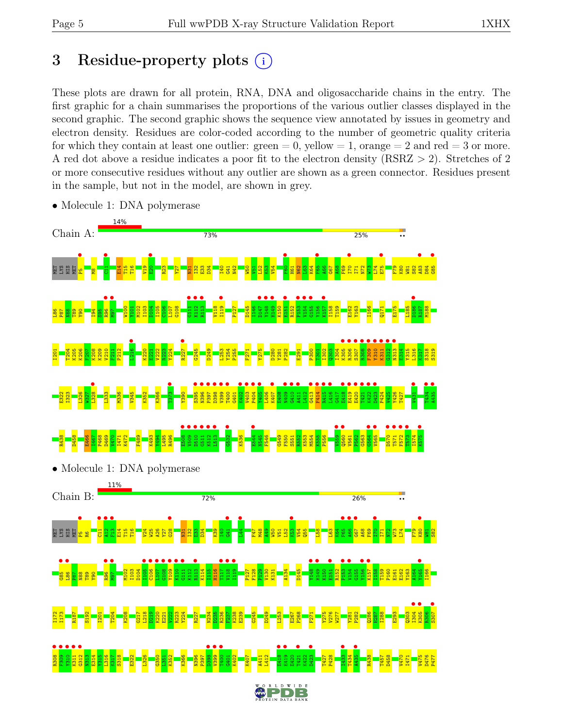# 3 Residue-property plots

These plots are drawn for all protein, RNA, DNA and oligosaccharide chains in the entry. The first graphic for a chain summarises the proportions of the various outlier classes displayed in the second graphic. The second graphic shows the sequence view annotated by issues in geometry and electron density. Residues are color-coded according to the number of geometric quality criteria for which they contain at least one outlier: green = 0, yellow = 1, orange = 2 and red = 3 or more. A red dot above a residue indicates a poor fit to the electron density (RSRZ > 2). Stretches of 2 or more consecutive residues without any outlier are shown as a green connector. Residues present in the sample, but not in the model, are shown in grey.

- Molecule 1: DNA polymerase

Chain A: 14% | 73% | 25% | ••

MET LYS HIS MET P5 M8 C11 E14 T15 T16 V19 E20 R23 Y27 N31 I32 E33 D34 I40 G41 N42 W50 V51 L52 K53 V54 F60 H61 N62 L63 K64 F65 A66 G67 A68 F69 I70 I71 N72 W73 L74 E75 F79 K80 W81 S82 A83 D84 G85 L86 P87 K88 T90 I94 S95 R96 M97 W100 Y101 M102 I103 D104 I105 C106 L107 G108 G111 K112 R113 V118 I119 P127 D145 I146 D147 Y148 H149 K150 E151 R152 P153 V154 G155 Y156 K157 I158 T159 E162 Y163 I166 Q171 E175 L185 D186 R187 M188 I201 T204 K205 K206 F207 K208 K209 V210 F211 P212 L216 K220 E221 V222 R223 Y224 R227 G245 D249 L253 Y254 P255 F271 Y275 D280 Y281 P282 E291 P300 T301 I302 Q303 I304 K305 R306 S307 R308 F309 Y310 K311 G312 N313 E314 Y315 L316 K317 S318 S319 E322 I323 L326 W327 L328 L333 M336 V345 K352 K366 T373 Y390 S395 N396 P397 D398 V399 T400 G401 K402 V403 P404 Y405 L406 K407 E408 N409 G410 A411 L412 G413 F414 R415 L416 G417 E418 E419 E420 T421 K422 D423 P424 V425 Y426 T427 V431 T434 A435 R438 D458 E466 I467 P468 D469 V470 I471 K472 F489 K493 Y494 L495 R496 E508 V509 D510 G511 K512 L513 G532 K536 E544 N545 F546 G549 F550 S551 R552 K553 M554 K555 P556 V559 Q560 V561 P562 G563 G564 V565 D570 T571 F572 E573 I574 K575

- Molecule 1: DNA polymerase

Chain B: 11% | 72% | 26% | ••

MET LYS HIS MET P5 R6 C11 A12 F13 E14 T15 T16 V24 W25 A26 Y27 G28 N31 I32 E33 D34 K39 I40 G41 L44 F47 M48 A49 W50 V51 L52 K53 V54 Q56 L58 L63 K64 F65 A66 G67 A68 F69 I70 I71 N72 W73 L74 F79 K80 W81 S82 G85 L86 P87 N88 T89 Y90 R96 M97 M102 I103 D104 I105 C106 L107 G108 Y109 K110 G111 K112 R113 K114 I115 H116 T117 V118 I119 P127 F128 P129 V130 K131 A134 D145 Y148 H149 K150 E151 R152 P153 V154 G155 Y156 K157 I158 T159 P160 E161 E162 Y163 A164 Y165 I166 I172 I173 R187 S192 I201 T204 K208 G217 L218 D219 K220 E221 V222 R223 Y224 R227 N234 D235 R236 F237 K238 E239 G245 D249 L253 E267 P268 F271 Y275 V276 W277 Y281 P282 Q286 H287 I288 E293 Q303 I304 K305 R306 S307 R308 F309 Y310 K311 G312 N313 E314 Y315 L316 K317 S318 E322 L326 G350 L351 K352 K366 N396 P397 D398 V399 T400 G401 K402 K407 A411 L412 E418 E419 E420 T421 K422 D423 T427 P428 I433 T434 A435 R438 T457 D458 V470 I471 V475 D476 P477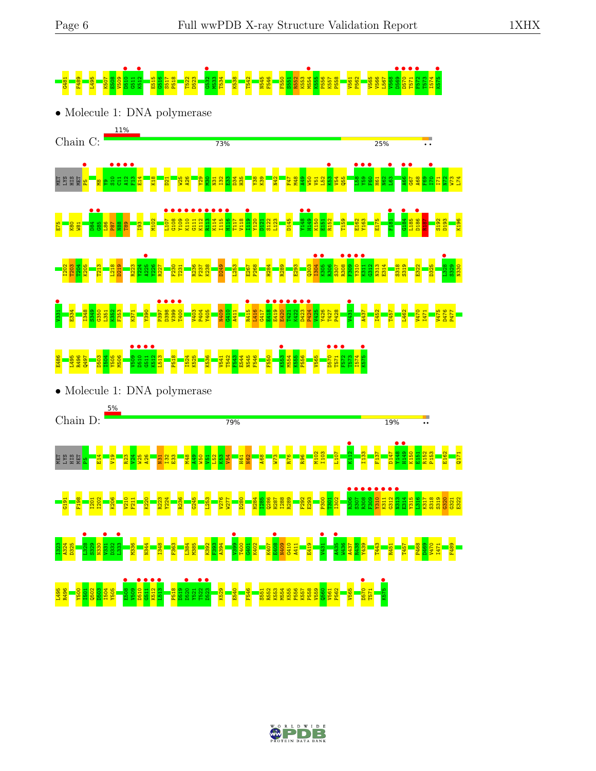G481 F489 L495 K507 E508 V509 D510 G511 K512 E515 G516 S517 P518 T522 D523 G532 M533 T534 K538 T542 N545 F546 F550 S551 R552 K553 M554 K555 P556 K557 P558 V561 P562 V565 V566 L567 V568 D569 D570 T571 F572 T573 I574 K575

- Molecule 1: DNA polymerase

Chain C: 11% | 73% | 25%

MET LYS HIS MET P5 M8 Y9 S10 C11 A12 F13 E14 K18 D21 W25 A26 Y29 M30 N31 I32 E33 D34 H35 Y38 K39 N42 F47 M48 A49 W50 V51 L52 K53 V54 Q55 L58 Y59 F60 H61 N62 L63 A66 G67 A68 F69 V70 I71 N72 W73 L74

E75 K80 W81 D84 G85 L86 P87 N88 T89 I93 M102 L107 G108 Y109 K110 G111 K112 R113 K114 I115 H116 T117 V118 I119 Y120 D121 S122 L123 D145 Y148 H149 F151 R152 T159 E162 Y163 E175 F181 G184 L185 D186 W187 S192 D193 K196

I202 T203 I204 K205 T213 L218 D219 R223 Y224 A225 Y226 R227 F230 T231 R236 F237 K238 D249 L253 E267 P268 H284 R289 E293 Q303 I304 K305 R306 S307 R308 F309 Y310 K311 G312 N313 E314 S318 S319 E322 D325 L328 S329 N330

V331 E334 I348 S349 G350 L351 K352 F353 K371 Y390 P397 D398 V399 T400 V403 P404 Y405 N409 G410 A411 R415 L416 G417 E418 E419 E420 T421 K422 D423 V424 Y426 T427 P428 V431 A437 I452 T457 L462 V470 I471 V475 D476 P477

E486 L495 R496 Q497 D503 I504 Y505 M506 V509 D510 G511 K512 L513 P518 I524 K525 K536 V541 T542 F543 E544 N545 F546 F550 K553 M554 K555 P556 V565 D570 T571 F572 T573 I574 K575

- Molecule 1: DNA polymerase

Chain D: 5% | 79% | 19%

MET LYS HIS MET P5 E14 V19 R23 V24 W25 A26 N31 I32 E33 M48 A49 W50 V51 L52 K53 V54 H61 N62 A68 W73 R76 R96 M102 I103 L107 K112 I133 F137 D147 Y148 H149 K150 E151 R152 P153 E162 Q171

G191 F198 I201 I202 K206 V210 F211 K220 R223 Y224 R236 G245 L253 V276 W277 D280 H284 I285 Q286 H287 I288 R289 F292 E293 P300 T301 I302 R306 S307 R308 F309 Y310 K311 G312 N313 E314 Y315 L316 K317 S318 S319 G320 G321 E322

I323 A324 D325 L328 S329 N330 V331 D332 L333 M336 N344 I348 F363 L384 M385 K392 F393 A394 V399 T400 G401 K402 K407 E408 N409 G410 A411 E419 V431 A435 W436 A437 R438 Y439 T443 R451 T457 P468 D469 V470 I471 F489

L495 R496 Y500 I501 Q502 D503 I504 Y505 E508 V509 D510 G511 K512 L513 P518 D519 D520 Y521 T522 D523 K529 E540 F546 S551 R552 K553 M554 K555 P556 K557 P558 V559 Q560 V561 P562 V565 D570 T571 K575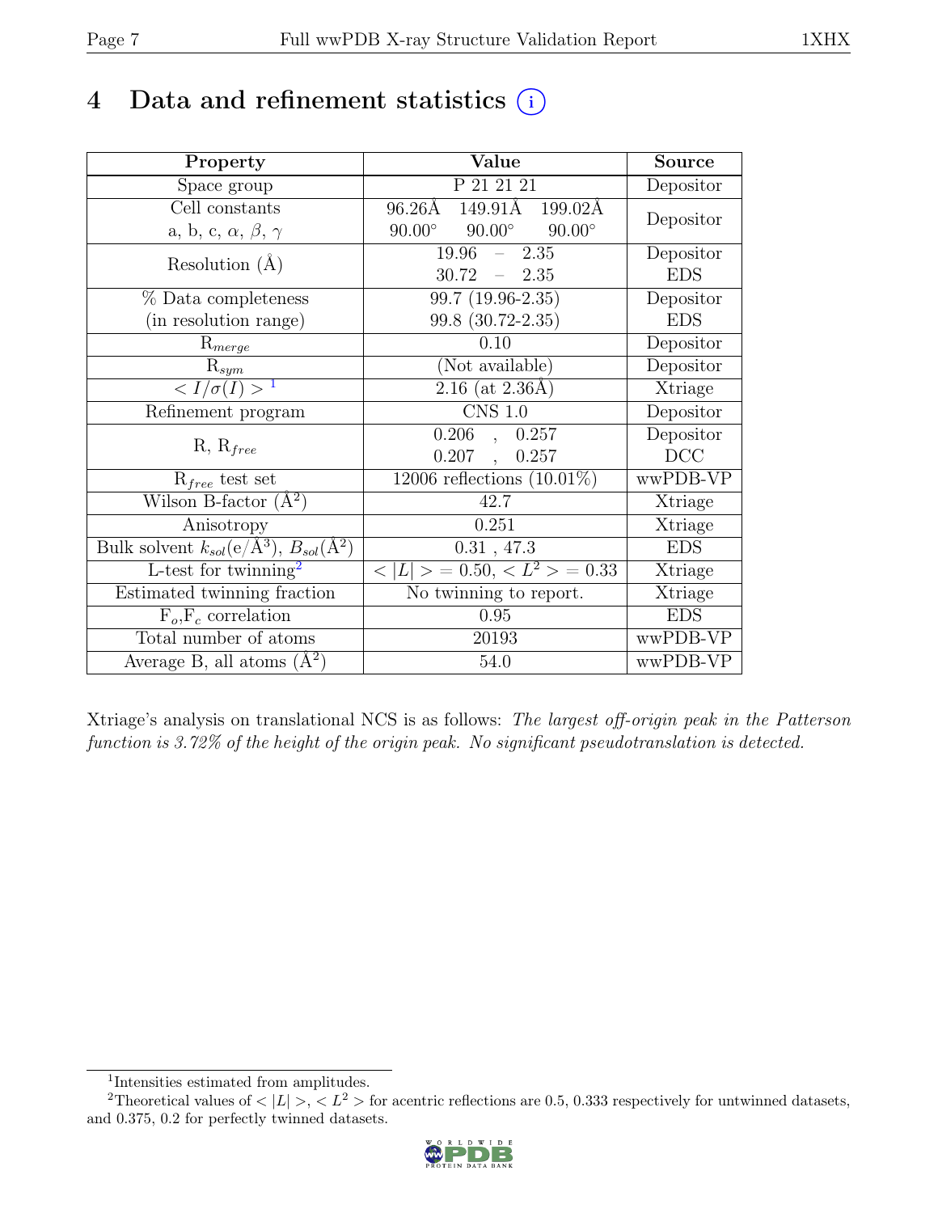# 4 Data and refinement statistics ⓘ

| Property | Value | Source |
|---|---|---|
| Space group | P 21 21 21 | Depositor |
| Cell constants<br>a, b, c, $\alpha$, $\beta$, $\gamma$ | 96.26Å 149.91Å 199.02Å<br>90.00° 90.00° 90.00° | Depositor |
| Resolution (Å) | 19.96 – 2.35<br>30.72 – 2.35 | Depositor<br>EDS |
| % Data completeness<br>(in resolution range) | 99.7 (19.96-2.35)<br>99.8 (30.72-2.35) | Depositor<br>EDS |
| $R_{merge}$ | 0.10 | Depositor |
| $R_{sym}$ | (Not available) | Depositor |
| $< I/\sigma(I) >$ [1] | 2.16 (at 2.36Å) | Xtriage |
| Refinement program | CNS 1.0 | Depositor |
| R, $R_{free}$ | 0.206 , 0.257<br>0.207 , 0.257 | Depositor<br>DCC |
| $R_{free}$ test set | 12006 reflections (10.01%) | wwPDB-VP |
| Wilson B-factor (Å$^2$) | 42.7 | Xtriage |
| Anisotropy | 0.251 | Xtriage |
| Bulk solvent $k_{sol}$(e/Å$^3$), $B_{sol}$(Å$^2$) | 0.31 , 47.3 | EDS |
| L-test for twinning[2] | $< \|L\| >$ = 0.50, $< L^2 >$ = 0.33 | Xtriage |
| Estimated twinning fraction | No twinning to report. | Xtriage |
| $F_o$,$F_c$ correlation | 0.95 | EDS |
| Total number of atoms | 20193 | wwPDB-VP |
| Average B, all atoms (Å$^2$) | 54.0 | wwPDB-VP |

Xtriage's analysis on translational NCS is as follows: *The largest off-origin peak in the Patterson function is 3.72% of the height of the origin peak. No significant pseudotranslation is detected.*

[1] Intensities estimated from amplitudes.

[2] Theoretical values of $< |L| >$, $< L^2 >$ for acentric reflections are 0.5, 0.333 respectively for untwinned datasets, and 0.375, 0.2 for perfectly twinned datasets.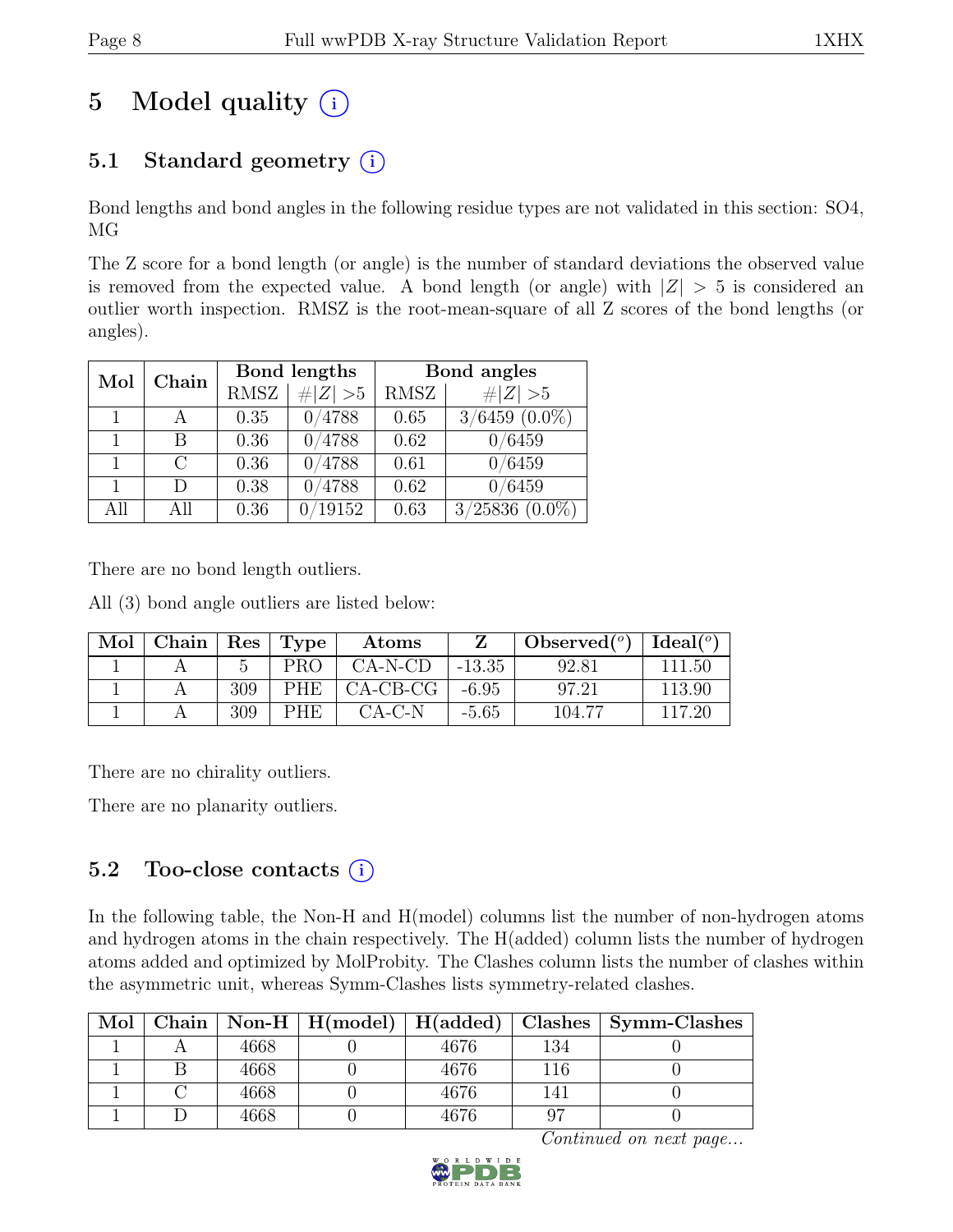# 5 Model quality (i)

## 5.1 Standard geometry (i)

Bond lengths and bond angles in the following residue types are not validated in this section: SO4, MG

The Z score for a bond length (or angle) is the number of standard deviations the observed value is removed from the expected value. A bond length (or angle) with $|Z| > 5$ is considered an outlier worth inspection. RMSZ is the root-mean-square of all Z scores of the bond lengths (or angles).

| Mol | Chain | Bond lengths | | Bond angles | |
|---|---|---|---|---|---|
| | | RMSZ | $\#\|Z\| > 5$ | RMSZ | $\#\|Z\| > 5$ |
| 1 | A | 0.35 | 0/4788 | 0.65 | 3/6459 (0.0%) |
| 1 | B | 0.36 | 0/4788 | 0.62 | 0/6459 |
| 1 | C | 0.36 | 0/4788 | 0.61 | 0/6459 |
| 1 | D | 0.38 | 0/4788 | 0.62 | 0/6459 |
| All | All | 0.36 | 0/19152 | 0.63 | 3/25836 (0.0%) |

There are no bond length outliers.

All (3) bond angle outliers are listed below:

| Mol | Chain | Res | Type | Atoms | Z | Observed($^o$) | Ideal($^o$) |
|---|---|---|---|---|---|---|---|
| 1 | A | 5 | PRO | CA-N-CD | -13.35 | 92.81 | 111.50 |
| 1 | A | 309 | PHE | CA-CB-CG | -6.95 | 97.21 | 113.90 |
| 1 | A | 309 | PHE | CA-C-N | -5.65 | 104.77 | 117.20 |

There are no chirality outliers.

There are no planarity outliers.

## 5.2 Too-close contacts (i)

In the following table, the Non-H and H(model) columns list the number of non-hydrogen atoms and hydrogen atoms in the chain respectively. The H(added) column lists the number of hydrogen atoms added and optimized by MolProbity. The Clashes column lists the number of clashes within the asymmetric unit, whereas Symm-Clashes lists symmetry-related clashes.

| Mol | Chain | Non-H | H(model) | H(added) | Clashes | Symm-Clashes |
|---|---|---|---|---|---|---|
| 1 | A | 4668 | 0 | 4676 | 134 | 0 |
| 1 | B | 4668 | 0 | 4676 | 116 | 0 |
| 1 | C | 4668 | 0 | 4676 | 141 | 0 |
| 1 | D | 4668 | 0 | 4676 | 97 | 0 |

*Continued on next page...*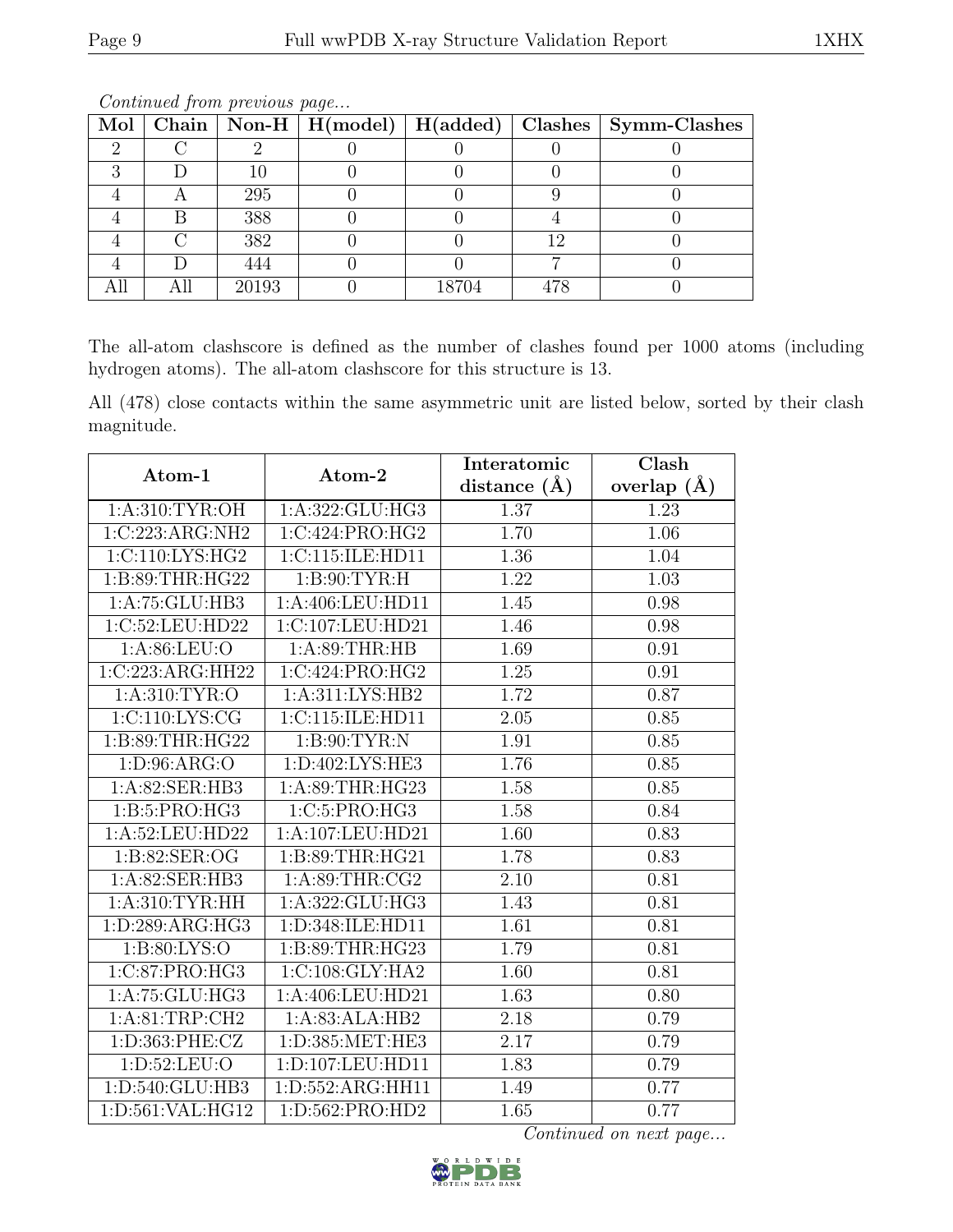*Continued from previous page...*

| Mol | Chain | Non-H | H(model) | H(added) | Clashes | Symm-Clashes |
|---|---|---|---|---|---|---|
| 2 | C | 2 | 0 | 0 | 0 | 0 |
| 3 | D | 10 | 0 | 0 | 0 | 0 |
| 4 | A | 295 | 0 | 0 | 9 | 0 |
| 4 | B | 388 | 0 | 0 | 4 | 0 |
| 4 | C | 382 | 0 | 0 | 12 | 0 |
| 4 | D | 444 | 0 | 0 | 7 | 0 |
| All | All | 20193 | 0 | 18704 | 478 | 0 |

The all-atom clashscore is defined as the number of clashes found per 1000 atoms (including hydrogen atoms). The all-atom clashscore for this structure is 13.

All (478) close contacts within the same asymmetric unit are listed below, sorted by their clash magnitude.

| Atom-1 | Atom-2 | Interatomic distance (Å) | Clash overlap (Å) |
|---|---|---|---|
| 1:A:310:TYR:OH | 1:A:322:GLU:HG3 | 1.37 | 1.23 |
| 1:C:223:ARG:NH2 | 1:C:424:PRO:HG2 | 1.70 | 1.06 |
| 1:C:110:LYS:HG2 | 1:C:115:ILE:HD11 | 1.36 | 1.04 |
| 1:B:89:THR:HG22 | 1:B:90:TYR:H | 1.22 | 1.03 |
| 1:A:75:GLU:HB3 | 1:A:406:LEU:HD11 | 1.45 | 0.98 |
| 1:C:52:LEU:HD22 | 1:C:107:LEU:HD21 | 1.46 | 0.98 |
| 1:A:86:LEU:O | 1:A:89:THR:HB | 1.69 | 0.91 |
| 1:C:223:ARG:HH22 | 1:C:424:PRO:HG2 | 1.25 | 0.91 |
| 1:A:310:TYR:O | 1:A:311:LYS:HB2 | 1.72 | 0.87 |
| 1:C:110:LYS:CG | 1:C:115:ILE:HD11 | 2.05 | 0.85 |
| 1:B:89:THR:HG22 | 1:B:90:TYR:N | 1.91 | 0.85 |
| 1:D:96:ARG:O | 1:D:402:LYS:HE3 | 1.76 | 0.85 |
| 1:A:82:SER:HB3 | 1:A:89:THR:HG23 | 1.58 | 0.85 |
| 1:B:5:PRO:HG3 | 1:C:5:PRO:HG3 | 1.58 | 0.84 |
| 1:A:52:LEU:HD22 | 1:A:107:LEU:HD21 | 1.60 | 0.83 |
| 1:B:82:SER:OG | 1:B:89:THR:HG21 | 1.78 | 0.83 |
| 1:A:82:SER:HB3 | 1:A:89:THR:CG2 | 2.10 | 0.81 |
| 1:A:310:TYR:HH | 1:A:322:GLU:HG3 | 1.43 | 0.81 |
| 1:D:289:ARG:HG3 | 1:D:348:ILE:HD11 | 1.61 | 0.81 |
| 1:B:80:LYS:O | 1:B:89:THR:HG23 | 1.79 | 0.81 |
| 1:C:87:PRO:HG3 | 1:C:108:GLY:HA2 | 1.60 | 0.81 |
| 1:A:75:GLU:HG3 | 1:A:406:LEU:HD21 | 1.63 | 0.80 |
| 1:A:81:TRP:CH2 | 1:A:83:ALA:HB2 | 2.18 | 0.79 |
| 1:D:363:PHE:CZ | 1:D:385:MET:HE3 | 2.17 | 0.79 |
| 1:D:52:LEU:O | 1:D:107:LEU:HD11 | 1.83 | 0.79 |
| 1:D:540:GLU:HB3 | 1:D:552:ARG:HH11 | 1.49 | 0.77 |
| 1:D:561:VAL:HG12 | 1:D:562:PRO:HD2 | 1.65 | 0.77 |

*Continued on next page...*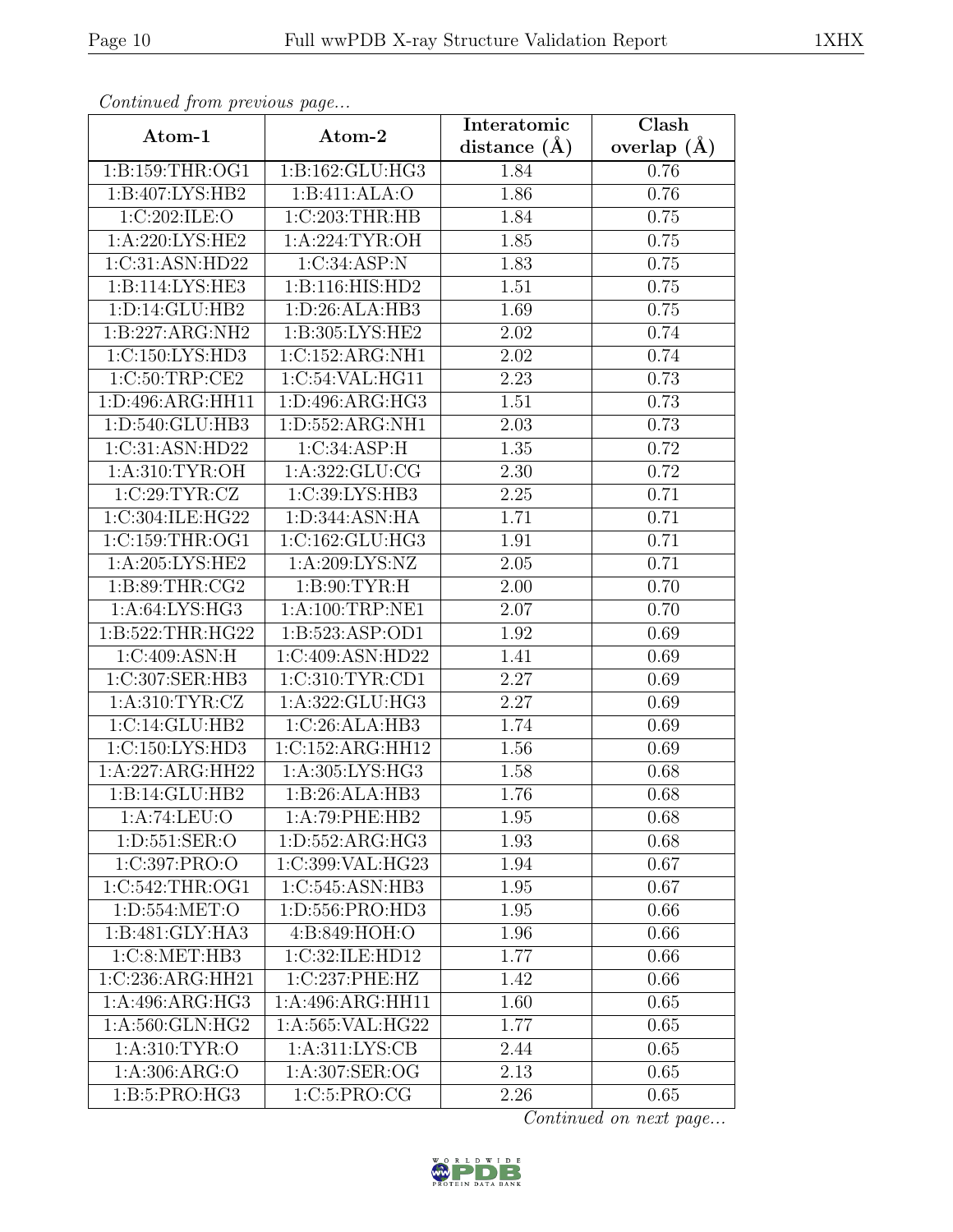*Continued from previous page...*

| Atom-1 | Atom-2 | Interatomic distance (Å) | Clash overlap (Å) |
|---|---|---|---|
| 1:B:159:THR:OG1 | 1:B:162:GLU:HG3 | 1.84 | 0.76 |
| 1:B:407:LYS:HB2 | 1:B:411:ALA:O | 1.86 | 0.76 |
| 1:C:202:ILE:O | 1:C:203:THR:HB | 1.84 | 0.75 |
| 1:A:220:LYS:HE2 | 1:A:224:TYR:OH | 1.85 | 0.75 |
| 1:C:31:ASN:HD22 | 1:C:34:ASP:N | 1.83 | 0.75 |
| 1:B:114:LYS:HE3 | 1:B:116:HIS:HD2 | 1.51 | 0.75 |
| 1:D:14:GLU:HB2 | 1:D:26:ALA:HB3 | 1.69 | 0.75 |
| 1:B:227:ARG:NH2 | 1:B:305:LYS:HE2 | 2.02 | 0.74 |
| 1:C:150:LYS:HD3 | 1:C:152:ARG:NH1 | 2.02 | 0.74 |
| 1:C:50:TRP:CE2 | 1:C:54:VAL:HG11 | 2.23 | 0.73 |
| 1:D:496:ARG:HH11 | 1:D:496:ARG:HG3 | 1.51 | 0.73 |
| 1:D:540:GLU:HB3 | 1:D:552:ARG:NH1 | 2.03 | 0.73 |
| 1:C:31:ASN:HD22 | 1:C:34:ASP:H | 1.35 | 0.72 |
| 1:A:310:TYR:OH | 1:A:322:GLU:CG | 2.30 | 0.72 |
| 1:C:29:TYR:CZ | 1:C:39:LYS:HB3 | 2.25 | 0.71 |
| 1:C:304:ILE:HG22 | 1:D:344:ASN:HA | 1.71 | 0.71 |
| 1:C:159:THR:OG1 | 1:C:162:GLU:HG3 | 1.91 | 0.71 |
| 1:A:205:LYS:HE2 | 1:A:209:LYS:NZ | 2.05 | 0.71 |
| 1:B:89:THR:CG2 | 1:B:90:TYR:H | 2.00 | 0.70 |
| 1:A:64:LYS:HG3 | 1:A:100:TRP:NE1 | 2.07 | 0.70 |
| 1:B:522:THR:HG22 | 1:B:523:ASP:OD1 | 1.92 | 0.69 |
| 1:C:409:ASN:H | 1:C:409:ASN:HD22 | 1.41 | 0.69 |
| 1:C:307:SER:HB3 | 1:C:310:TYR:CD1 | 2.27 | 0.69 |
| 1:A:310:TYR:CZ | 1:A:322:GLU:HG3 | 2.27 | 0.69 |
| 1:C:14:GLU:HB2 | 1:C:26:ALA:HB3 | 1.74 | 0.69 |
| 1:C:150:LYS:HD3 | 1:C:152:ARG:HH12 | 1.56 | 0.69 |
| 1:A:227:ARG:HH22 | 1:A:305:LYS:HG3 | 1.58 | 0.68 |
| 1:B:14:GLU:HB2 | 1:B:26:ALA:HB3 | 1.76 | 0.68 |
| 1:A:74:LEU:O | 1:A:79:PHE:HB2 | 1.95 | 0.68 |
| 1:D:551:SER:O | 1:D:552:ARG:HG3 | 1.93 | 0.68 |
| 1:C:397:PRO:O | 1:C:399:VAL:HG23 | 1.94 | 0.67 |
| 1:C:542:THR:OG1 | 1:C:545:ASN:HB3 | 1.95 | 0.67 |
| 1:D:554:MET:O | 1:D:556:PRO:HD3 | 1.95 | 0.66 |
| 1:B:481:GLY:HA3 | 4:B:849:HOH:O | 1.96 | 0.66 |
| 1:C:8:MET:HB3 | 1:C:32:ILE:HD12 | 1.77 | 0.66 |
| 1:C:236:ARG:HH21 | 1:C:237:PHE:HZ | 1.42 | 0.66 |
| 1:A:496:ARG:HG3 | 1:A:496:ARG:HH11 | 1.60 | 0.65 |
| 1:A:560:GLN:HG2 | 1:A:565:VAL:HG22 | 1.77 | 0.65 |
| 1:A:310:TYR:O | 1:A:311:LYS:CB | 2.44 | 0.65 |
| 1:A:306:ARG:O | 1:A:307:SER:OG | 2.13 | 0.65 |
| 1:B:5:PRO:HG3 | 1:C:5:PRO:CG | 2.26 | 0.65 |

*Continued on next page...*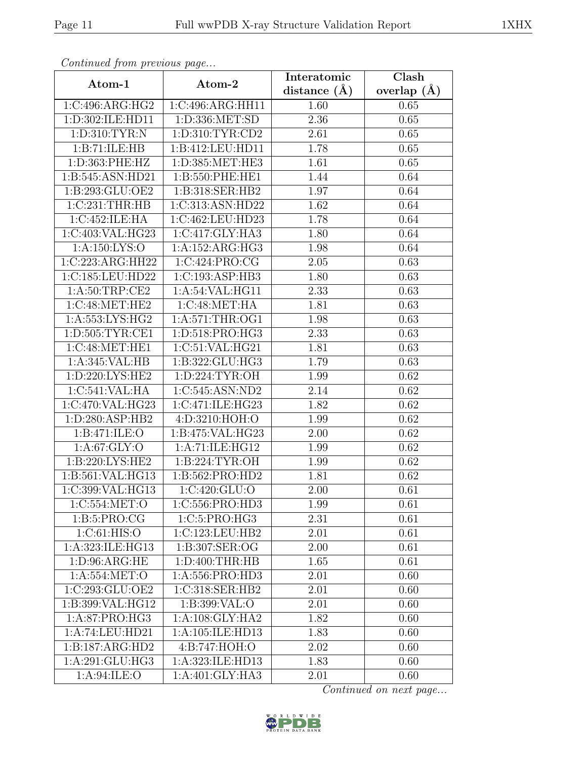*Continued from previous page...*

| Atom-1 | Atom-2 | Interatomic distance (Å) | Clash overlap (Å) |
|---|---|---|---|
| 1:C:496:ARG:HG2 | 1:C:496:ARG:HH11 | 1.60 | 0.65 |
| 1:D:302:ILE:HD11 | 1:D:336:MET:SD | 2.36 | 0.65 |
| 1:D:310:TYR:N | 1:D:310:TYR:CD2 | 2.61 | 0.65 |
| 1:B:71:ILE:HB | 1:B:412:LEU:HD11 | 1.78 | 0.65 |
| 1:D:363:PHE:HZ | 1:D:385:MET:HE3 | 1.61 | 0.65 |
| 1:B:545:ASN:HD21 | 1:B:550:PHE:HE1 | 1.44 | 0.64 |
| 1:B:293:GLU:OE2 | 1:B:318:SER:HB2 | 1.97 | 0.64 |
| 1:C:231:THR:HB | 1:C:313:ASN:HD22 | 1.62 | 0.64 |
| 1:C:452:ILE:HA | 1:C:462:LEU:HD23 | 1.78 | 0.64 |
| 1:C:403:VAL:HG23 | 1:C:417:GLY:HA3 | 1.80 | 0.64 |
| 1:A:150:LYS:O | 1:A:152:ARG:HG3 | 1.98 | 0.64 |
| 1:C:223:ARG:HH22 | 1:C:424:PRO:CG | 2.05 | 0.63 |
| 1:C:185:LEU:HD22 | 1:C:193:ASP:HB3 | 1.80 | 0.63 |
| 1:A:50:TRP:CE2 | 1:A:54:VAL:HG11 | 2.33 | 0.63 |
| 1:C:48:MET:HE2 | 1:C:48:MET:HA | 1.81 | 0.63 |
| 1:A:553:LYS:HG2 | 1:A:571:THR:OG1 | 1.98 | 0.63 |
| 1:D:505:TYR:CE1 | 1:D:518:PRO:HG3 | 2.33 | 0.63 |
| 1:C:48:MET:HE1 | 1:C:51:VAL:HG21 | 1.81 | 0.63 |
| 1:A:345:VAL:HB | 1:B:322:GLU:HG3 | 1.79 | 0.63 |
| 1:D:220:LYS:HE2 | 1:D:224:TYR:OH | 1.99 | 0.62 |
| 1:C:541:VAL:HA | 1:C:545:ASN:ND2 | 2.14 | 0.62 |
| 1:C:470:VAL:HG23 | 1:C:471:ILE:HG23 | 1.82 | 0.62 |
| 1:D:280:ASP:HB2 | 4:D:3210:HOH:O | 1.99 | 0.62 |
| 1:B:471:ILE:O | 1:B:475:VAL:HG23 | 2.00 | 0.62 |
| 1:A:67:GLY:O | 1:A:71:ILE:HG12 | 1.99 | 0.62 |
| 1:B:220:LYS:HE2 | 1:B:224:TYR:OH | 1.99 | 0.62 |
| 1:B:561:VAL:HG13 | 1:B:562:PRO:HD2 | 1.81 | 0.62 |
| 1:C:399:VAL:HG13 | 1:C:420:GLU:O | 2.00 | 0.61 |
| 1:C:554:MET:O | 1:C:556:PRO:HD3 | 1.99 | 0.61 |
| 1:B:5:PRO:CG | 1:C:5:PRO:HG3 | 2.31 | 0.61 |
| 1:C:61:HIS:O | 1:C:123:LEU:HB2 | 2.01 | 0.61 |
| 1:A:323:ILE:HG13 | 1:B:307:SER:OG | 2.00 | 0.61 |
| 1:D:96:ARG:HE | 1:D:400:THR:HB | 1.65 | 0.61 |
| 1:A:554:MET:O | 1:A:556:PRO:HD3 | 2.01 | 0.60 |
| 1:C:293:GLU:OE2 | 1:C:318:SER:HB2 | 2.01 | 0.60 |
| 1:B:399:VAL:HG12 | 1:B:399:VAL:O | 2.01 | 0.60 |
| 1:A:87:PRO:HG3 | 1:A:108:GLY:HA2 | 1.82 | 0.60 |
| 1:A:74:LEU:HD21 | 1:A:105:ILE:HD13 | 1.83 | 0.60 |
| 1:B:187:ARG:HD2 | 4:B:747:HOH:O | 2.02 | 0.60 |
| 1:A:291:GLU:HG3 | 1:A:323:ILE:HD13 | 1.83 | 0.60 |
| 1:A:94:ILE:O | 1:A:401:GLY:HA3 | 2.01 | 0.60 |

*Continued on next page...*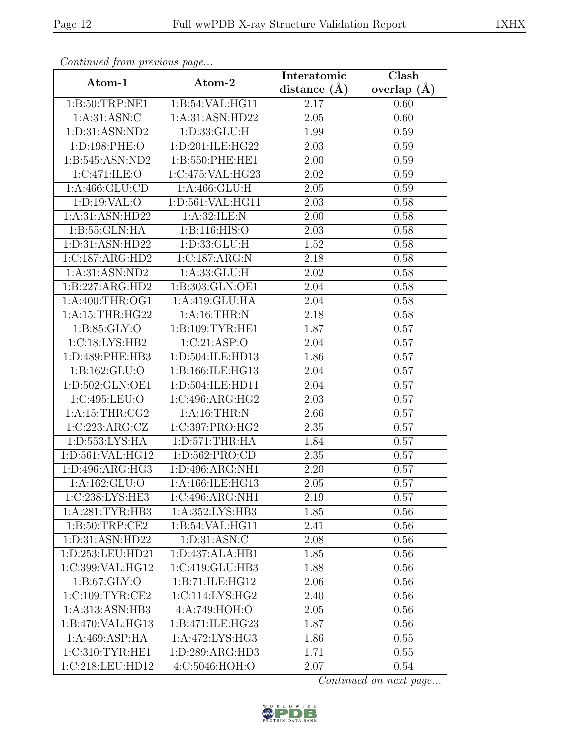*Continued from previous page...*

| Atom-1 | Atom-2 | Interatomic distance (Å) | Clash overlap (Å) |
|---|---|---|---|
| 1:B:50:TRP:NE1 | 1:B:54:VAL:HG11 | 2.17 | 0.60 |
| 1:A:31:ASN:C | 1:A:31:ASN:HD22 | 2.05 | 0.60 |
| 1:D:31:ASN:ND2 | 1:D:33:GLU:H | 1.99 | 0.59 |
| 1:D:198:PHE:O | 1:D:201:ILE:HG22 | 2.03 | 0.59 |
| 1:B:545:ASN:ND2 | 1:B:550:PHE:HE1 | 2.00 | 0.59 |
| 1:C:471:ILE:O | 1:C:475:VAL:HG23 | 2.02 | 0.59 |
| 1:A:466:GLU:CD | 1:A:466:GLU:H | 2.05 | 0.59 |
| 1:D:19:VAL:O | 1:D:561:VAL:HG11 | 2.03 | 0.58 |
| 1:A:31:ASN:HD22 | 1:A:32:ILE:N | 2.00 | 0.58 |
| 1:B:55:GLN:HA | 1:B:116:HIS:O | 2.03 | 0.58 |
| 1:D:31:ASN:HD22 | 1:D:33:GLU:H | 1.52 | 0.58 |
| 1:C:187:ARG:HD2 | 1:C:187:ARG:N | 2.18 | 0.58 |
| 1:A:31:ASN:ND2 | 1:A:33:GLU:H | 2.02 | 0.58 |
| 1:B:227:ARG:HD2 | 1:B:303:GLN:OE1 | 2.04 | 0.58 |
| 1:A:400:THR:OG1 | 1:A:419:GLU:HA | 2.04 | 0.58 |
| 1:A:15:THR:HG22 | 1:A:16:THR:N | 2.18 | 0.58 |
| 1:B:85:GLY:O | 1:B:109:TYR:HE1 | 1.87 | 0.57 |
| 1:C:18:LYS:HB2 | 1:C:21:ASP:O | 2.04 | 0.57 |
| 1:D:489:PHE:HB3 | 1:D:504:ILE:HD13 | 1.86 | 0.57 |
| 1:B:162:GLU:O | 1:B:166:ILE:HG13 | 2.04 | 0.57 |
| 1:D:502:GLN:OE1 | 1:D:504:ILE:HD11 | 2.04 | 0.57 |
| 1:C:495:LEU:O | 1:C:496:ARG:HG2 | 2.03 | 0.57 |
| 1:A:15:THR:CG2 | 1:A:16:THR:N | 2.66 | 0.57 |
| 1:C:223:ARG:CZ | 1:C:397:PRO:HG2 | 2.35 | 0.57 |
| 1:D:553:LYS:HA | 1:D:571:THR:HA | 1.84 | 0.57 |
| 1:D:561:VAL:HG12 | 1:D:562:PRO:CD | 2.35 | 0.57 |
| 1:D:496:ARG:HG3 | 1:D:496:ARG:NH1 | 2.20 | 0.57 |
| 1:A:162:GLU:O | 1:A:166:ILE:HG13 | 2.05 | 0.57 |
| 1:C:238:LYS:HE3 | 1:C:496:ARG:NH1 | 2.19 | 0.57 |
| 1:A:281:TYR:HB3 | 1:A:352:LYS:HB3 | 1.85 | 0.56 |
| 1:B:50:TRP:CE2 | 1:B:54:VAL:HG11 | 2.41 | 0.56 |
| 1:D:31:ASN:HD22 | 1:D:31:ASN:C | 2.08 | 0.56 |
| 1:D:253:LEU:HD21 | 1:D:437:ALA:HB1 | 1.85 | 0.56 |
| 1:C:399:VAL:HG12 | 1:C:419:GLU:HB3 | 1.88 | 0.56 |
| 1:B:67:GLY:O | 1:B:71:ILE:HG12 | 2.06 | 0.56 |
| 1:C:109:TYR:CE2 | 1:C:114:LYS:HG2 | 2.40 | 0.56 |
| 1:A:313:ASN:HB3 | 4:A:749:HOH:O | 2.05 | 0.56 |
| 1:B:470:VAL:HG13 | 1:B:471:ILE:HG23 | 1.87 | 0.56 |
| 1:A:469:ASP:HA | 1:A:472:LYS:HG3 | 1.86 | 0.55 |
| 1:C:310:TYR:HE1 | 1:D:289:ARG:HD3 | 1.71 | 0.55 |
| 1:C:218:LEU:HD12 | 4:C:5046:HOH:O | 2.07 | 0.54 |

*Continued on next page...*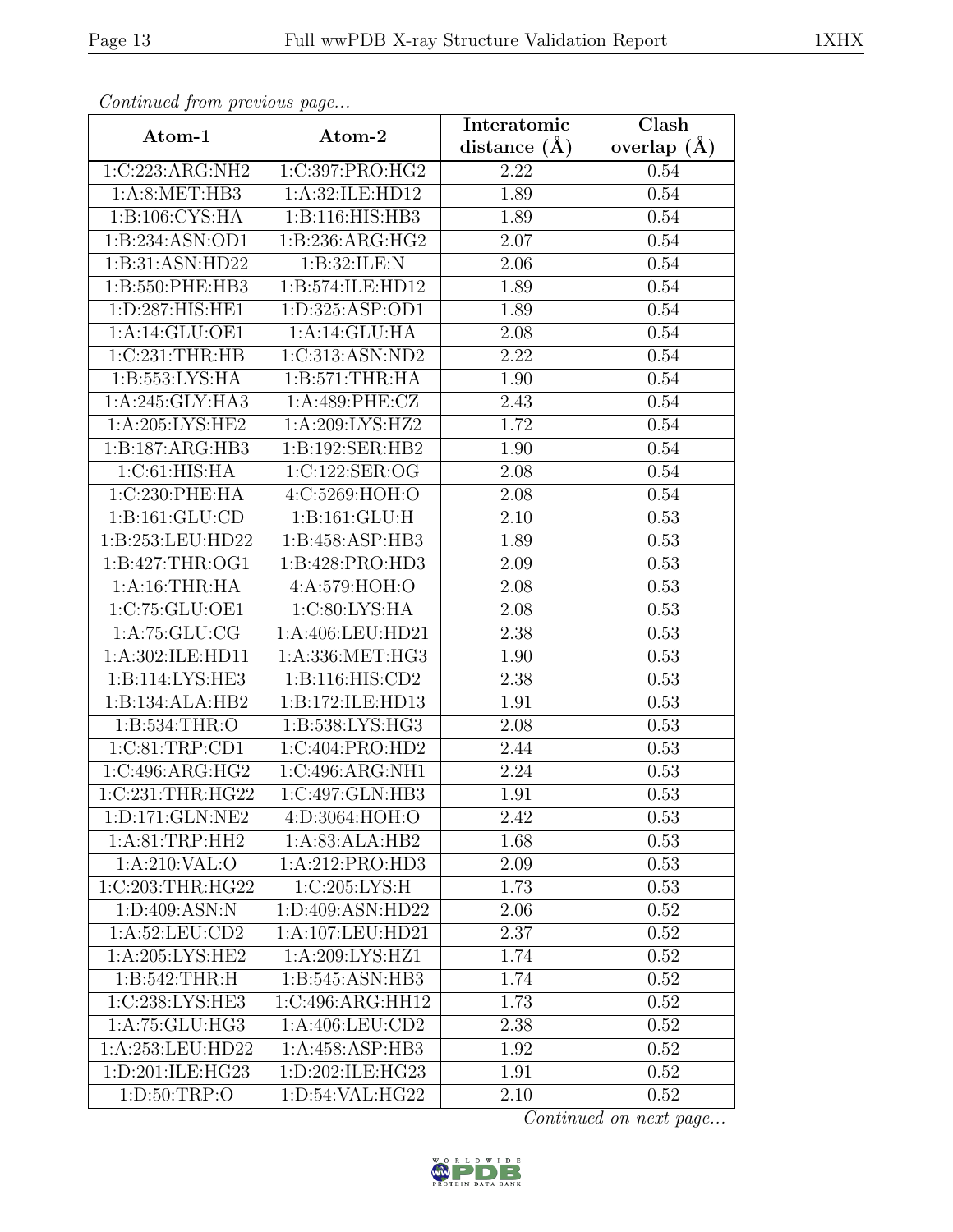*Continued from previous page...*

| Atom-1 | Atom-2 | Interatomic distance (Å) | Clash overlap (Å) |
|---|---|---|---|
| 1:C:223:ARG:NH2 | 1:C:397:PRO:HG2 | 2.22 | 0.54 |
| 1:A:8:MET:HB3 | 1:A:32:ILE:HD12 | 1.89 | 0.54 |
| 1:B:106:CYS:HA | 1:B:116:HIS:HB3 | 1.89 | 0.54 |
| 1:B:234:ASN:OD1 | 1:B:236:ARG:HG2 | 2.07 | 0.54 |
| 1:B:31:ASN:HD22 | 1:B:32:ILE:N | 2.06 | 0.54 |
| 1:B:550:PHE:HB3 | 1:B:574:ILE:HD12 | 1.89 | 0.54 |
| 1:D:287:HIS:HE1 | 1:D:325:ASP:OD1 | 1.89 | 0.54 |
| 1:A:14:GLU:OE1 | 1:A:14:GLU:HA | 2.08 | 0.54 |
| 1:C:231:THR:HB | 1:C:313:ASN:ND2 | 2.22 | 0.54 |
| 1:B:553:LYS:HA | 1:B:571:THR:HA | 1.90 | 0.54 |
| 1:A:245:GLY:HA3 | 1:A:489:PHE:CZ | 2.43 | 0.54 |
| 1:A:205:LYS:HE2 | 1:A:209:LYS:HZ2 | 1.72 | 0.54 |
| 1:B:187:ARG:HB3 | 1:B:192:SER:HB2 | 1.90 | 0.54 |
| 1:C:61:HIS:HA | 1:C:122:SER:OG | 2.08 | 0.54 |
| 1:C:230:PHE:HA | 4:C:5269:HOH:O | 2.08 | 0.54 |
| 1:B:161:GLU:CD | 1:B:161:GLU:H | 2.10 | 0.53 |
| 1:B:253:LEU:HD22 | 1:B:458:ASP:HB3 | 1.89 | 0.53 |
| 1:B:427:THR:OG1 | 1:B:428:PRO:HD3 | 2.09 | 0.53 |
| 1:A:16:THR:HA | 4:A:579:HOH:O | 2.08 | 0.53 |
| 1:C:75:GLU:OE1 | 1:C:80:LYS:HA | 2.08 | 0.53 |
| 1:A:75:GLU:CG | 1:A:406:LEU:HD21 | 2.38 | 0.53 |
| 1:A:302:ILE:HD11 | 1:A:336:MET:HG3 | 1.90 | 0.53 |
| 1:B:114:LYS:HE3 | 1:B:116:HIS:CD2 | 2.38 | 0.53 |
| 1:B:134:ALA:HB2 | 1:B:172:ILE:HD13 | 1.91 | 0.53 |
| 1:B:534:THR:O | 1:B:538:LYS:HG3 | 2.08 | 0.53 |
| 1:C:81:TRP:CD1 | 1:C:404:PRO:HD2 | 2.44 | 0.53 |
| 1:C:496:ARG:HG2 | 1:C:496:ARG:NH1 | 2.24 | 0.53 |
| 1:C:231:THR:HG22 | 1:C:497:GLN:HB3 | 1.91 | 0.53 |
| 1:D:171:GLN:NE2 | 4:D:3064:HOH:O | 2.42 | 0.53 |
| 1:A:81:TRP:HH2 | 1:A:83:ALA:HB2 | 1.68 | 0.53 |
| 1:A:210:VAL:O | 1:A:212:PRO:HD3 | 2.09 | 0.53 |
| 1:C:203:THR:HG22 | 1:C:205:LYS:H | 1.73 | 0.53 |
| 1:D:409:ASN:N | 1:D:409:ASN:HD22 | 2.06 | 0.52 |
| 1:A:52:LEU:CD2 | 1:A:107:LEU:HD21 | 2.37 | 0.52 |
| 1:A:205:LYS:HE2 | 1:A:209:LYS:HZ1 | 1.74 | 0.52 |
| 1:B:542:THR:H | 1:B:545:ASN:HB3 | 1.74 | 0.52 |
| 1:C:238:LYS:HE3 | 1:C:496:ARG:HH12 | 1.73 | 0.52 |
| 1:A:75:GLU:HG3 | 1:A:406:LEU:CD2 | 2.38 | 0.52 |
| 1:A:253:LEU:HD22 | 1:A:458:ASP:HB3 | 1.92 | 0.52 |
| 1:D:201:ILE:HG23 | 1:D:202:ILE:HG23 | 1.91 | 0.52 |
| 1:D:50:TRP:O | 1:D:54:VAL:HG22 | 2.10 | 0.52 |

*Continued on next page...*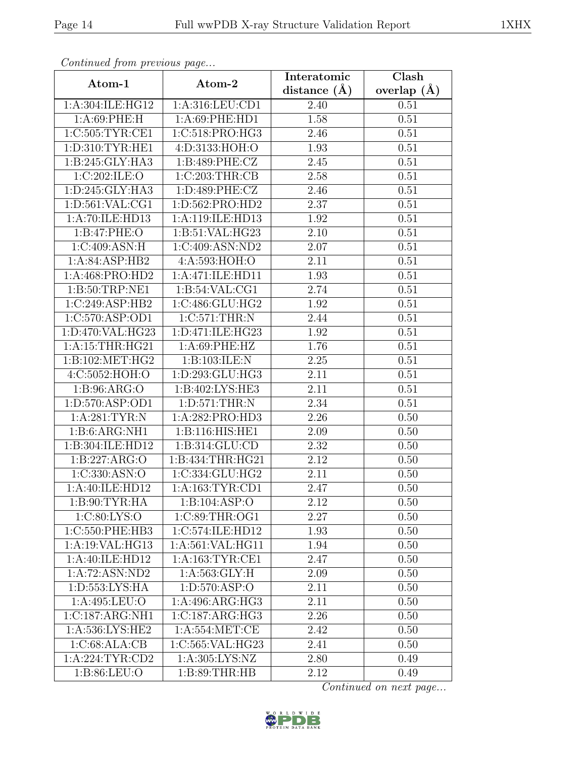*Continued from previous page...*

| Atom-1 | Atom-2 | Interatomic distance (Å) | Clash overlap (Å) |
|---|---|---|---|
| 1:A:304:ILE:HG12 | 1:A:316:LEU:CD1 | 2.40 | 0.51 |
| 1:A:69:PHE:H | 1:A:69:PHE:HD1 | 1.58 | 0.51 |
| 1:C:505:TYR:CE1 | 1:C:518:PRO:HG3 | 2.46 | 0.51 |
| 1:D:310:TYR:HE1 | 4:D:3133:HOH:O | 1.93 | 0.51 |
| 1:B:245:GLY:HA3 | 1:B:489:PHE:CZ | 2.45 | 0.51 |
| 1:C:202:ILE:O | 1:C:203:THR:CB | 2.58 | 0.51 |
| 1:D:245:GLY:HA3 | 1:D:489:PHE:CZ | 2.46 | 0.51 |
| 1:D:561:VAL:CG1 | 1:D:562:PRO:HD2 | 2.37 | 0.51 |
| 1:A:70:ILE:HD13 | 1:A:119:ILE:HD13 | 1.92 | 0.51 |
| 1:B:47:PHE:O | 1:B:51:VAL:HG23 | 2.10 | 0.51 |
| 1:C:409:ASN:H | 1:C:409:ASN:ND2 | 2.07 | 0.51 |
| 1:A:84:ASP:HB2 | 4:A:593:HOH:O | 2.11 | 0.51 |
| 1:A:468:PRO:HD2 | 1:A:471:ILE:HD11 | 1.93 | 0.51 |
| 1:B:50:TRP:NE1 | 1:B:54:VAL:CG1 | 2.74 | 0.51 |
| 1:C:249:ASP:HB2 | 1:C:486:GLU:HG2 | 1.92 | 0.51 |
| 1:C:570:ASP:OD1 | 1:C:571:THR:N | 2.44 | 0.51 |
| 1:D:470:VAL:HG23 | 1:D:471:ILE:HG23 | 1.92 | 0.51 |
| 1:A:15:THR:HG21 | 1:A:69:PHE:HZ | 1.76 | 0.51 |
| 1:B:102:MET:HG2 | 1:B:103:ILE:N | 2.25 | 0.51 |
| 4:C:5052:HOH:O | 1:D:293:GLU:HG3 | 2.11 | 0.51 |
| 1:B:96:ARG:O | 1:B:402:LYS:HE3 | 2.11 | 0.51 |
| 1:D:570:ASP:OD1 | 1:D:571:THR:N | 2.34 | 0.51 |
| 1:A:281:TYR:N | 1:A:282:PRO:HD3 | 2.26 | 0.50 |
| 1:B:6:ARG:NH1 | 1:B:116:HIS:HE1 | 2.09 | 0.50 |
| 1:B:304:ILE:HD12 | 1:B:314:GLU:CD | 2.32 | 0.50 |
| 1:B:227:ARG:O | 1:B:434:THR:HG21 | 2.12 | 0.50 |
| 1:C:330:ASN:O | 1:C:334:GLU:HG2 | 2.11 | 0.50 |
| 1:A:40:ILE:HD12 | 1:A:163:TYR:CD1 | 2.47 | 0.50 |
| 1:B:90:TYR:HA | 1:B:104:ASP:O | 2.12 | 0.50 |
| 1:C:80:LYS:O | 1:C:89:THR:OG1 | 2.27 | 0.50 |
| 1:C:550:PHE:HB3 | 1:C:574:ILE:HD12 | 1.93 | 0.50 |
| 1:A:19:VAL:HG13 | 1:A:561:VAL:HG11 | 1.94 | 0.50 |
| 1:A:40:ILE:HD12 | 1:A:163:TYR:CE1 | 2.47 | 0.50 |
| 1:A:72:ASN:ND2 | 1:A:563:GLY:H | 2.09 | 0.50 |
| 1:D:553:LYS:HA | 1:D:570:ASP:O | 2.11 | 0.50 |
| 1:A:495:LEU:O | 1:A:496:ARG:HG3 | 2.11 | 0.50 |
| 1:C:187:ARG:NH1 | 1:C:187:ARG:HG3 | 2.26 | 0.50 |
| 1:A:536:LYS:HE2 | 1:A:554:MET:CE | 2.42 | 0.50 |
| 1:C:68:ALA:CB | 1:C:565:VAL:HG23 | 2.41 | 0.50 |
| 1:A:224:TYR:CD2 | 1:A:305:LYS:NZ | 2.80 | 0.49 |
| 1:B:86:LEU:O | 1:B:89:THR:HB | 2.12 | 0.49 |

*Continued on next page...*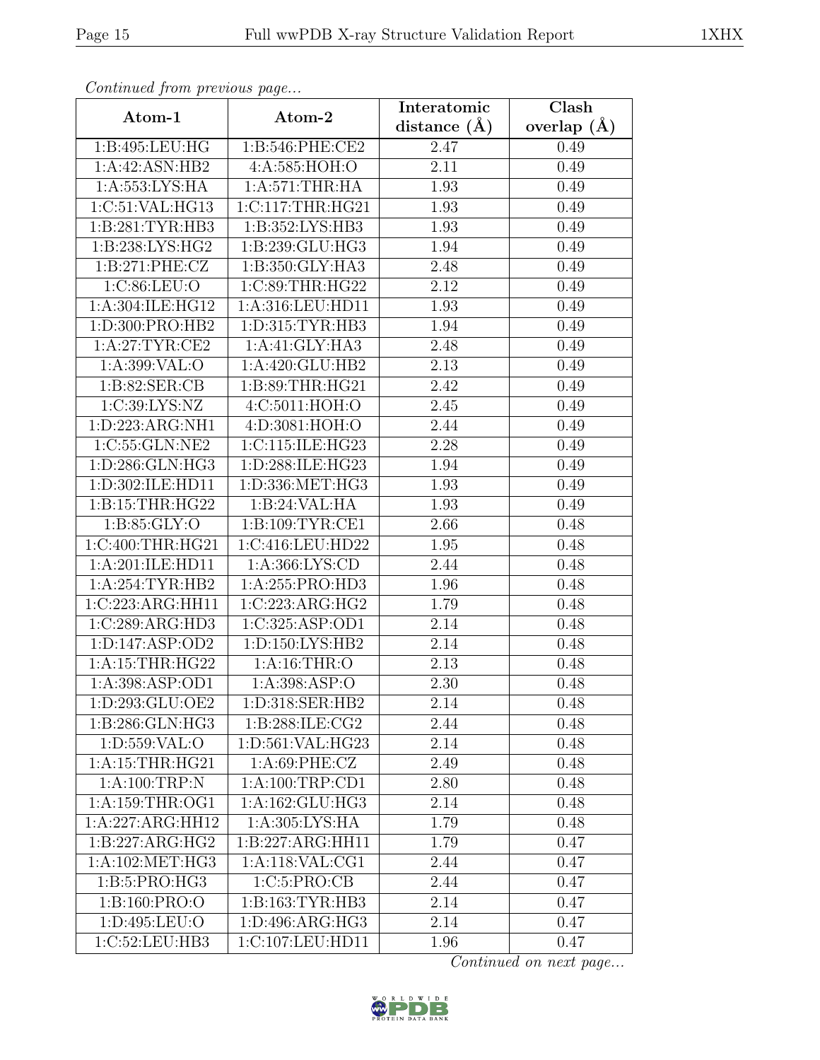*Continued from previous page...*

| Atom-1 | Atom-2 | Interatomic distance (Å) | Clash overlap (Å) |
|---|---|---|---|
| 1:B:495:LEU:HG | 1:B:546:PHE:CE2 | 2.47 | 0.49 |
| 1:A:42:ASN:HB2 | 4:A:585:HOH:O | 2.11 | 0.49 |
| 1:A:553:LYS:HA | 1:A:571:THR:HA | 1.93 | 0.49 |
| 1:C:51:VAL:HG13 | 1:C:117:THR:HG21 | 1.93 | 0.49 |
| 1:B:281:TYR:HB3 | 1:B:352:LYS:HB3 | 1.93 | 0.49 |
| 1:B:238:LYS:HG2 | 1:B:239:GLU:HG3 | 1.94 | 0.49 |
| 1:B:271:PHE:CZ | 1:B:350:GLY:HA3 | 2.48 | 0.49 |
| 1:C:86:LEU:O | 1:C:89:THR:HG22 | 2.12 | 0.49 |
| 1:A:304:ILE:HG12 | 1:A:316:LEU:HD11 | 1.93 | 0.49 |
| 1:D:300:PRO:HB2 | 1:D:315:TYR:HB3 | 1.94 | 0.49 |
| 1:A:27:TYR:CE2 | 1:A:41:GLY:HA3 | 2.48 | 0.49 |
| 1:A:399:VAL:O | 1:A:420:GLU:HB2 | 2.13 | 0.49 |
| 1:B:82:SER:CB | 1:B:89:THR:HG21 | 2.42 | 0.49 |
| 1:C:39:LYS:NZ | 4:C:5011:HOH:O | 2.45 | 0.49 |
| 1:D:223:ARG:NH1 | 4:D:3081:HOH:O | 2.44 | 0.49 |
| 1:C:55:GLN:NE2 | 1:C:115:ILE:HG23 | 2.28 | 0.49 |
| 1:D:286:GLN:HG3 | 1:D:288:ILE:HG23 | 1.94 | 0.49 |
| 1:D:302:ILE:HD11 | 1:D:336:MET:HG3 | 1.93 | 0.49 |
| 1:B:15:THR:HG22 | 1:B:24:VAL:HA | 1.93 | 0.49 |
| 1:B:85:GLY:O | 1:B:109:TYR:CE1 | 2.66 | 0.48 |
| 1:C:400:THR:HG21 | 1:C:416:LEU:HD22 | 1.95 | 0.48 |
| 1:A:201:ILE:HD11 | 1:A:366:LYS:CD | 2.44 | 0.48 |
| 1:A:254:TYR:HB2 | 1:A:255:PRO:HD3 | 1.96 | 0.48 |
| 1:C:223:ARG:HH11 | 1:C:223:ARG:HG2 | 1.79 | 0.48 |
| 1:C:289:ARG:HD3 | 1:C:325:ASP:OD1 | 2.14 | 0.48 |
| 1:D:147:ASP:OD2 | 1:D:150:LYS:HB2 | 2.14 | 0.48 |
| 1:A:15:THR:HG22 | 1:A:16:THR:O | 2.13 | 0.48 |
| 1:A:398:ASP:OD1 | 1:A:398:ASP:O | 2.30 | 0.48 |
| 1:D:293:GLU:OE2 | 1:D:318:SER:HB2 | 2.14 | 0.48 |
| 1:B:286:GLN:HG3 | 1:B:288:ILE:CG2 | 2.44 | 0.48 |
| 1:D:559:VAL:O | 1:D:561:VAL:HG23 | 2.14 | 0.48 |
| 1:A:15:THR:HG21 | 1:A:69:PHE:CZ | 2.49 | 0.48 |
| 1:A:100:TRP:N | 1:A:100:TRP:CD1 | 2.80 | 0.48 |
| 1:A:159:THR:OG1 | 1:A:162:GLU:HG3 | 2.14 | 0.48 |
| 1:A:227:ARG:HH12 | 1:A:305:LYS:HA | 1.79 | 0.48 |
| 1:B:227:ARG:HG2 | 1:B:227:ARG:HH11 | 1.79 | 0.47 |
| 1:A:102:MET:HG3 | 1:A:118:VAL:CG1 | 2.44 | 0.47 |
| 1:B:5:PRO:HG3 | 1:C:5:PRO:CB | 2.44 | 0.47 |
| 1:B:160:PRO:O | 1:B:163:TYR:HB3 | 2.14 | 0.47 |
| 1:D:495:LEU:O | 1:D:496:ARG:HG3 | 2.14 | 0.47 |
| 1:C:52:LEU:HB3 | 1:C:107:LEU:HD11 | 1.96 | 0.47 |

*Continued on next page...*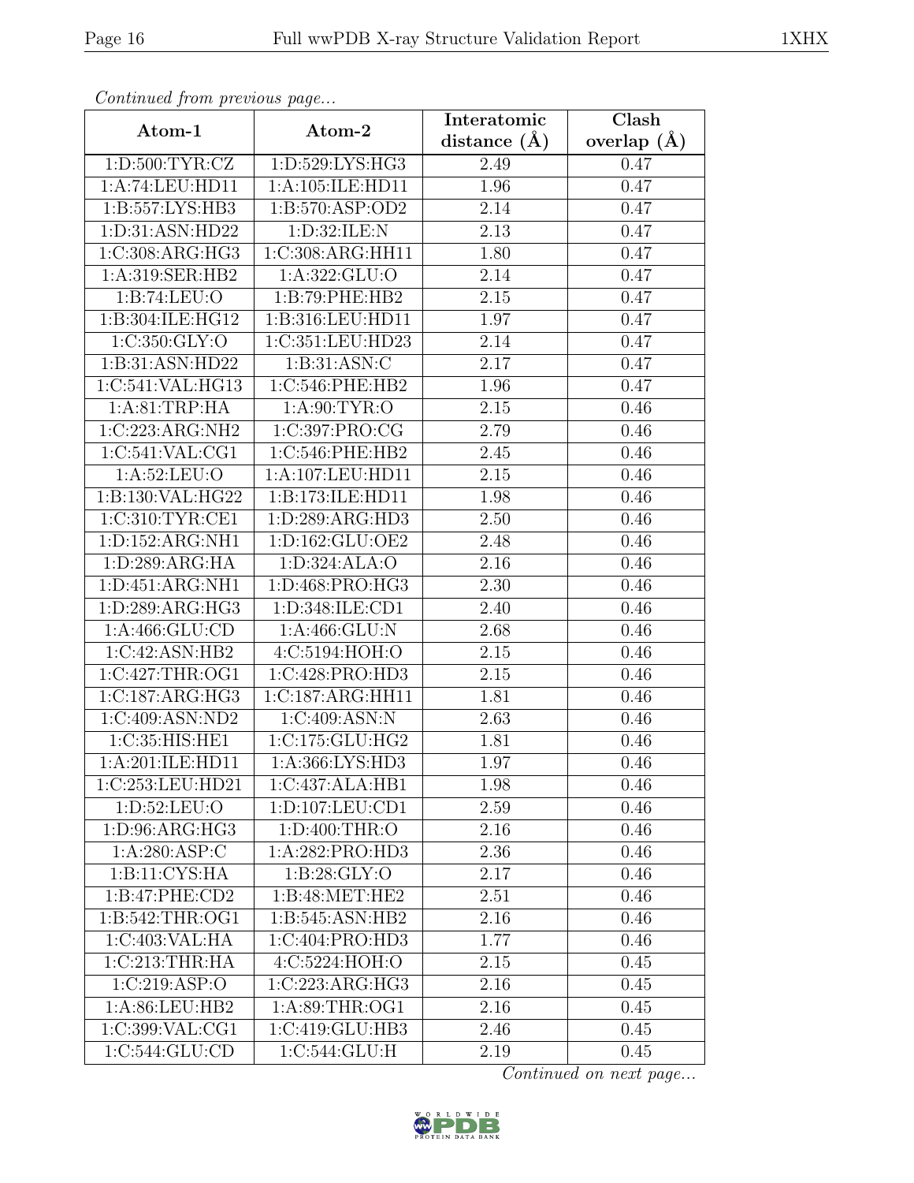*Continued from previous page...*

| Atom-1 | Atom-2 | Interatomic distance (Å) | Clash overlap (Å) |
|---|---|---|---|
| 1:D:500:TYR:CZ | 1:D:529:LYS:HG3 | 2.49 | 0.47 |
| 1:A:74:LEU:HD11 | 1:A:105:ILE:HD11 | 1.96 | 0.47 |
| 1:B:557:LYS:HB3 | 1:B:570:ASP:OD2 | 2.14 | 0.47 |
| 1:D:31:ASN:HD22 | 1:D:32:ILE:N | 2.13 | 0.47 |
| 1:C:308:ARG:HG3 | 1:C:308:ARG:HH11 | 1.80 | 0.47 |
| 1:A:319:SER:HB2 | 1:A:322:GLU:O | 2.14 | 0.47 |
| 1:B:74:LEU:O | 1:B:79:PHE:HB2 | 2.15 | 0.47 |
| 1:B:304:ILE:HG12 | 1:B:316:LEU:HD11 | 1.97 | 0.47 |
| 1:C:350:GLY:O | 1:C:351:LEU:HD23 | 2.14 | 0.47 |
| 1:B:31:ASN:HD22 | 1:B:31:ASN:C | 2.17 | 0.47 |
| 1:C:541:VAL:HG13 | 1:C:546:PHE:HB2 | 1.96 | 0.47 |
| 1:A:81:TRP:HA | 1:A:90:TYR:O | 2.15 | 0.46 |
| 1:C:223:ARG:NH2 | 1:C:397:PRO:CG | 2.79 | 0.46 |
| 1:C:541:VAL:CG1 | 1:C:546:PHE:HB2 | 2.45 | 0.46 |
| 1:A:52:LEU:O | 1:A:107:LEU:HD11 | 2.15 | 0.46 |
| 1:B:130:VAL:HG22 | 1:B:173:ILE:HD11 | 1.98 | 0.46 |
| 1:C:310:TYR:CE1 | 1:D:289:ARG:HD3 | 2.50 | 0.46 |
| 1:D:152:ARG:NH1 | 1:D:162:GLU:OE2 | 2.48 | 0.46 |
| 1:D:289:ARG:HA | 1:D:324:ALA:O | 2.16 | 0.46 |
| 1:D:451:ARG:NH1 | 1:D:468:PRO:HG3 | 2.30 | 0.46 |
| 1:D:289:ARG:HG3 | 1:D:348:ILE:CD1 | 2.40 | 0.46 |
| 1:A:466:GLU:CD | 1:A:466:GLU:N | 2.68 | 0.46 |
| 1:C:42:ASN:HB2 | 4:C:5194:HOH:O | 2.15 | 0.46 |
| 1:C:427:THR:OG1 | 1:C:428:PRO:HD3 | 2.15 | 0.46 |
| 1:C:187:ARG:HG3 | 1:C:187:ARG:HH11 | 1.81 | 0.46 |
| 1:C:409:ASN:ND2 | 1:C:409:ASN:N | 2.63 | 0.46 |
| 1:C:35:HIS:HE1 | 1:C:175:GLU:HG2 | 1.81 | 0.46 |
| 1:A:201:ILE:HD11 | 1:A:366:LYS:HD3 | 1.97 | 0.46 |
| 1:C:253:LEU:HD21 | 1:C:437:ALA:HB1 | 1.98 | 0.46 |
| 1:D:52:LEU:O | 1:D:107:LEU:CD1 | 2.59 | 0.46 |
| 1:D:96:ARG:HG3 | 1:D:400:THR:O | 2.16 | 0.46 |
| 1:A:280:ASP:C | 1:A:282:PRO:HD3 | 2.36 | 0.46 |
| 1:B:11:CYS:HA | 1:B:28:GLY:O | 2.17 | 0.46 |
| 1:B:47:PHE:CD2 | 1:B:48:MET:HE2 | 2.51 | 0.46 |
| 1:B:542:THR:OG1 | 1:B:545:ASN:HB2 | 2.16 | 0.46 |
| 1:C:403:VAL:HA | 1:C:404:PRO:HD3 | 1.77 | 0.46 |
| 1:C:213:THR:HA | 4:C:5224:HOH:O | 2.15 | 0.45 |
| 1:C:219:ASP:O | 1:C:223:ARG:HG3 | 2.16 | 0.45 |
| 1:A:86:LEU:HB2 | 1:A:89:THR:OG1 | 2.16 | 0.45 |
| 1:C:399:VAL:CG1 | 1:C:419:GLU:HB3 | 2.46 | 0.45 |
| 1:C:544:GLU:CD | 1:C:544:GLU:H | 2.19 | 0.45 |

*Continued on next page...*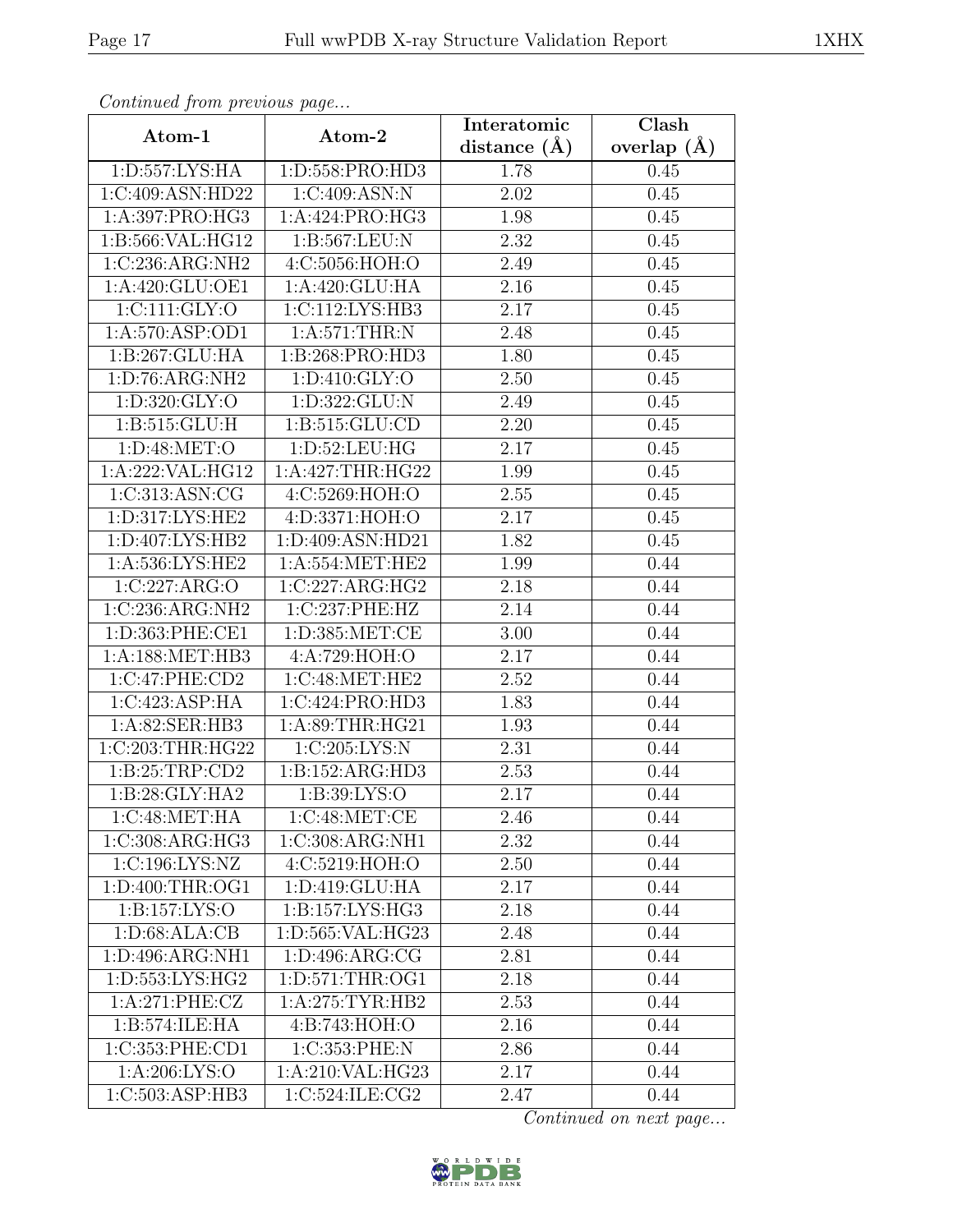*Continued from previous page...*

| Atom-1 | Atom-2 | Interatomic distance (Å) | Clash overlap (Å) |
|---|---|---|---|
| 1:D:557:LYS:HA | 1:D:558:PRO:HD3 | 1.78 | 0.45 |
| 1:C:409:ASN:HD22 | 1:C:409:ASN:N | 2.02 | 0.45 |
| 1:A:397:PRO:HG3 | 1:A:424:PRO:HG3 | 1.98 | 0.45 |
| 1:B:566:VAL:HG12 | 1:B:567:LEU:N | 2.32 | 0.45 |
| 1:C:236:ARG:NH2 | 4:C:5056:HOH:O | 2.49 | 0.45 |
| 1:A:420:GLU:OE1 | 1:A:420:GLU:HA | 2.16 | 0.45 |
| 1:C:111:GLY:O | 1:C:112:LYS:HB3 | 2.17 | 0.45 |
| 1:A:570:ASP:OD1 | 1:A:571:THR:N | 2.48 | 0.45 |
| 1:B:267:GLU:HA | 1:B:268:PRO:HD3 | 1.80 | 0.45 |
| 1:D:76:ARG:NH2 | 1:D:410:GLY:O | 2.50 | 0.45 |
| 1:D:320:GLY:O | 1:D:322:GLU:N | 2.49 | 0.45 |
| 1:B:515:GLU:H | 1:B:515:GLU:CD | 2.20 | 0.45 |
| 1:D:48:MET:O | 1:D:52:LEU:HG | 2.17 | 0.45 |
| 1:A:222:VAL:HG12 | 1:A:427:THR:HG22 | 1.99 | 0.45 |
| 1:C:313:ASN:CG | 4:C:5269:HOH:O | 2.55 | 0.45 |
| 1:D:317:LYS:HE2 | 4:D:3371:HOH:O | 2.17 | 0.45 |
| 1:D:407:LYS:HB2 | 1:D:409:ASN:HD21 | 1.82 | 0.45 |
| 1:A:536:LYS:HE2 | 1:A:554:MET:HE2 | 1.99 | 0.44 |
| 1:C:227:ARG:O | 1:C:227:ARG:HG2 | 2.18 | 0.44 |
| 1:C:236:ARG:NH2 | 1:C:237:PHE:HZ | 2.14 | 0.44 |
| 1:D:363:PHE:CE1 | 1:D:385:MET:CE | 3.00 | 0.44 |
| 1:A:188:MET:HB3 | 4:A:729:HOH:O | 2.17 | 0.44 |
| 1:C:47:PHE:CD2 | 1:C:48:MET:HE2 | 2.52 | 0.44 |
| 1:C:423:ASP:HA | 1:C:424:PRO:HD3 | 1.83 | 0.44 |
| 1:A:82:SER:HB3 | 1:A:89:THR:HG21 | 1.93 | 0.44 |
| 1:C:203:THR:HG22 | 1:C:205:LYS:N | 2.31 | 0.44 |
| 1:B:25:TRP:CD2 | 1:B:152:ARG:HD3 | 2.53 | 0.44 |
| 1:B:28:GLY:HA2 | 1:B:39:LYS:O | 2.17 | 0.44 |
| 1:C:48:MET:HA | 1:C:48:MET:CE | 2.46 | 0.44 |
| 1:C:308:ARG:HG3 | 1:C:308:ARG:NH1 | 2.32 | 0.44 |
| 1:C:196:LYS:NZ | 4:C:5219:HOH:O | 2.50 | 0.44 |
| 1:D:400:THR:OG1 | 1:D:419:GLU:HA | 2.17 | 0.44 |
| 1:B:157:LYS:O | 1:B:157:LYS:HG3 | 2.18 | 0.44 |
| 1:D:68:ALA:CB | 1:D:565:VAL:HG23 | 2.48 | 0.44 |
| 1:D:496:ARG:NH1 | 1:D:496:ARG:CG | 2.81 | 0.44 |
| 1:D:553:LYS:HG2 | 1:D:571:THR:OG1 | 2.18 | 0.44 |
| 1:A:271:PHE:CZ | 1:A:275:TYR:HB2 | 2.53 | 0.44 |
| 1:B:574:ILE:HA | 4:B:743:HOH:O | 2.16 | 0.44 |
| 1:C:353:PHE:CD1 | 1:C:353:PHE:N | 2.86 | 0.44 |
| 1:A:206:LYS:O | 1:A:210:VAL:HG23 | 2.17 | 0.44 |
| 1:C:503:ASP:HB3 | 1:C:524:ILE:CG2 | 2.47 | 0.44 |

*Continued on next page...*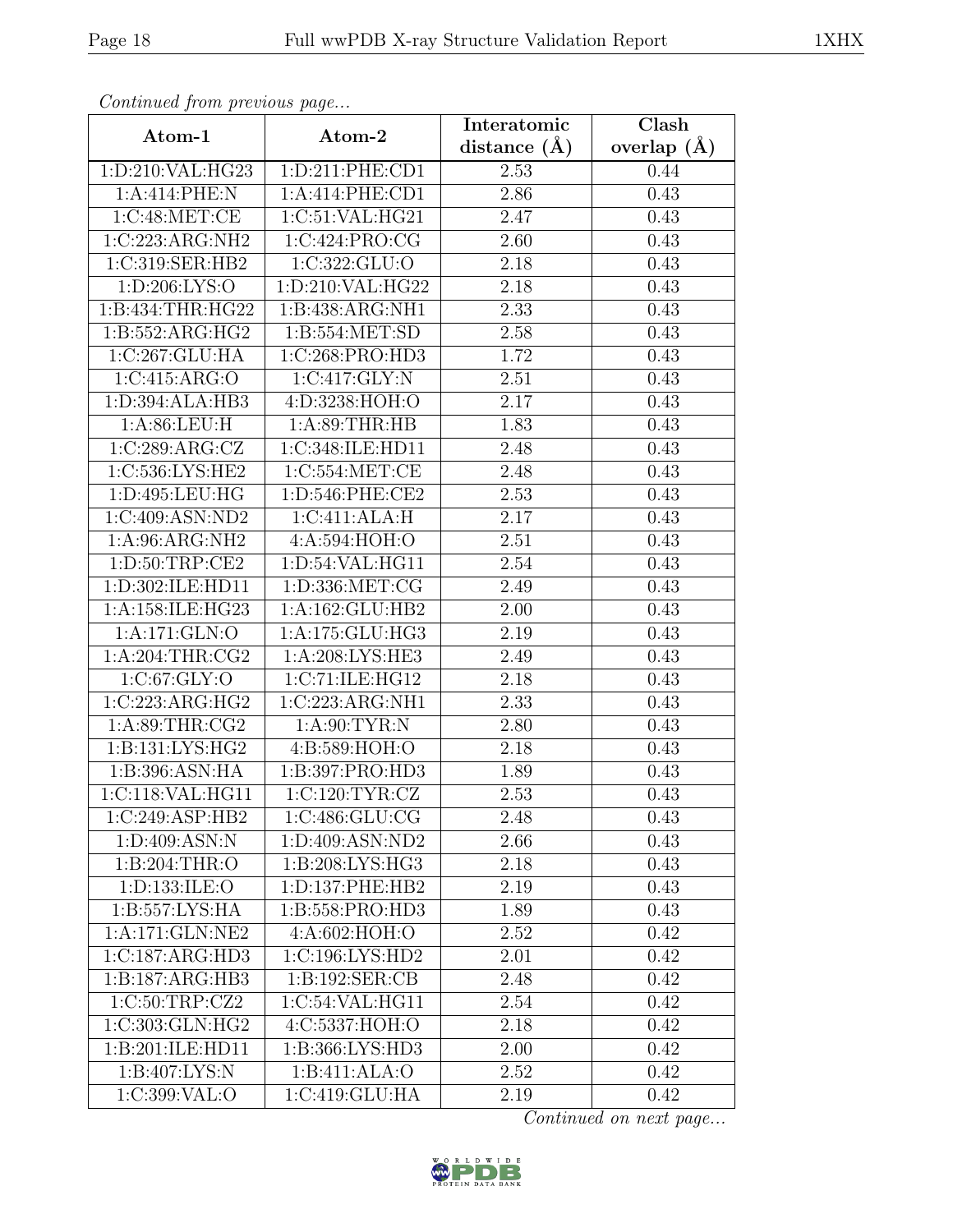*Continued from previous page...*

| Atom-1 | Atom-2 | Interatomic distance (Å) | Clash overlap (Å) |
|---|---|---|---|
| 1:D:210:VAL:HG23 | 1:D:211:PHE:CD1 | 2.53 | 0.44 |
| 1:A:414:PHE:N | 1:A:414:PHE:CD1 | 2.86 | 0.43 |
| 1:C:48:MET:CE | 1:C:51:VAL:HG21 | 2.47 | 0.43 |
| 1:C:223:ARG:NH2 | 1:C:424:PRO:CG | 2.60 | 0.43 |
| 1:C:319:SER:HB2 | 1:C:322:GLU:O | 2.18 | 0.43 |
| 1:D:206:LYS:O | 1:D:210:VAL:HG22 | 2.18 | 0.43 |
| 1:B:434:THR:HG22 | 1:B:438:ARG:NH1 | 2.33 | 0.43 |
| 1:B:552:ARG:HG2 | 1:B:554:MET:SD | 2.58 | 0.43 |
| 1:C:267:GLU:HA | 1:C:268:PRO:HD3 | 1.72 | 0.43 |
| 1:C:415:ARG:O | 1:C:417:GLY:N | 2.51 | 0.43 |
| 1:D:394:ALA:HB3 | 4:D:3238:HOH:O | 2.17 | 0.43 |
| 1:A:86:LEU:H | 1:A:89:THR:HB | 1.83 | 0.43 |
| 1:C:289:ARG:CZ | 1:C:348:ILE:HD11 | 2.48 | 0.43 |
| 1:C:536:LYS:HE2 | 1:C:554:MET:CE | 2.48 | 0.43 |
| 1:D:495:LEU:HG | 1:D:546:PHE:CE2 | 2.53 | 0.43 |
| 1:C:409:ASN:ND2 | 1:C:411:ALA:H | 2.17 | 0.43 |
| 1:A:96:ARG:NH2 | 4:A:594:HOH:O | 2.51 | 0.43 |
| 1:D:50:TRP:CE2 | 1:D:54:VAL:HG11 | 2.54 | 0.43 |
| 1:D:302:ILE:HD11 | 1:D:336:MET:CG | 2.49 | 0.43 |
| 1:A:158:ILE:HG23 | 1:A:162:GLU:HB2 | 2.00 | 0.43 |
| 1:A:171:GLN:O | 1:A:175:GLU:HG3 | 2.19 | 0.43 |
| 1:A:204:THR:CG2 | 1:A:208:LYS:HE3 | 2.49 | 0.43 |
| 1:C:67:GLY:O | 1:C:71:ILE:HG12 | 2.18 | 0.43 |
| 1:C:223:ARG:HG2 | 1:C:223:ARG:NH1 | 2.33 | 0.43 |
| 1:A:89:THR:CG2 | 1:A:90:TYR:N | 2.80 | 0.43 |
| 1:B:131:LYS:HG2 | 4:B:589:HOH:O | 2.18 | 0.43 |
| 1:B:396:ASN:HA | 1:B:397:PRO:HD3 | 1.89 | 0.43 |
| 1:C:118:VAL:HG11 | 1:C:120:TYR:CZ | 2.53 | 0.43 |
| 1:C:249:ASP:HB2 | 1:C:486:GLU:CG | 2.48 | 0.43 |
| 1:D:409:ASN:N | 1:D:409:ASN:ND2 | 2.66 | 0.43 |
| 1:B:204:THR:O | 1:B:208:LYS:HG3 | 2.18 | 0.43 |
| 1:D:133:ILE:O | 1:D:137:PHE:HB2 | 2.19 | 0.43 |
| 1:B:557:LYS:HA | 1:B:558:PRO:HD3 | 1.89 | 0.43 |
| 1:A:171:GLN:NE2 | 4:A:602:HOH:O | 2.52 | 0.42 |
| 1:C:187:ARG:HD3 | 1:C:196:LYS:HD2 | 2.01 | 0.42 |
| 1:B:187:ARG:HB3 | 1:B:192:SER:CB | 2.48 | 0.42 |
| 1:C:50:TRP:CZ2 | 1:C:54:VAL:HG11 | 2.54 | 0.42 |
| 1:C:303:GLN:HG2 | 4:C:5337:HOH:O | 2.18 | 0.42 |
| 1:B:201:ILE:HD11 | 1:B:366:LYS:HD3 | 2.00 | 0.42 |
| 1:B:407:LYS:N | 1:B:411:ALA:O | 2.52 | 0.42 |
| 1:C:399:VAL:O | 1:C:419:GLU:HA | 2.19 | 0.42 |

*Continued on next page...*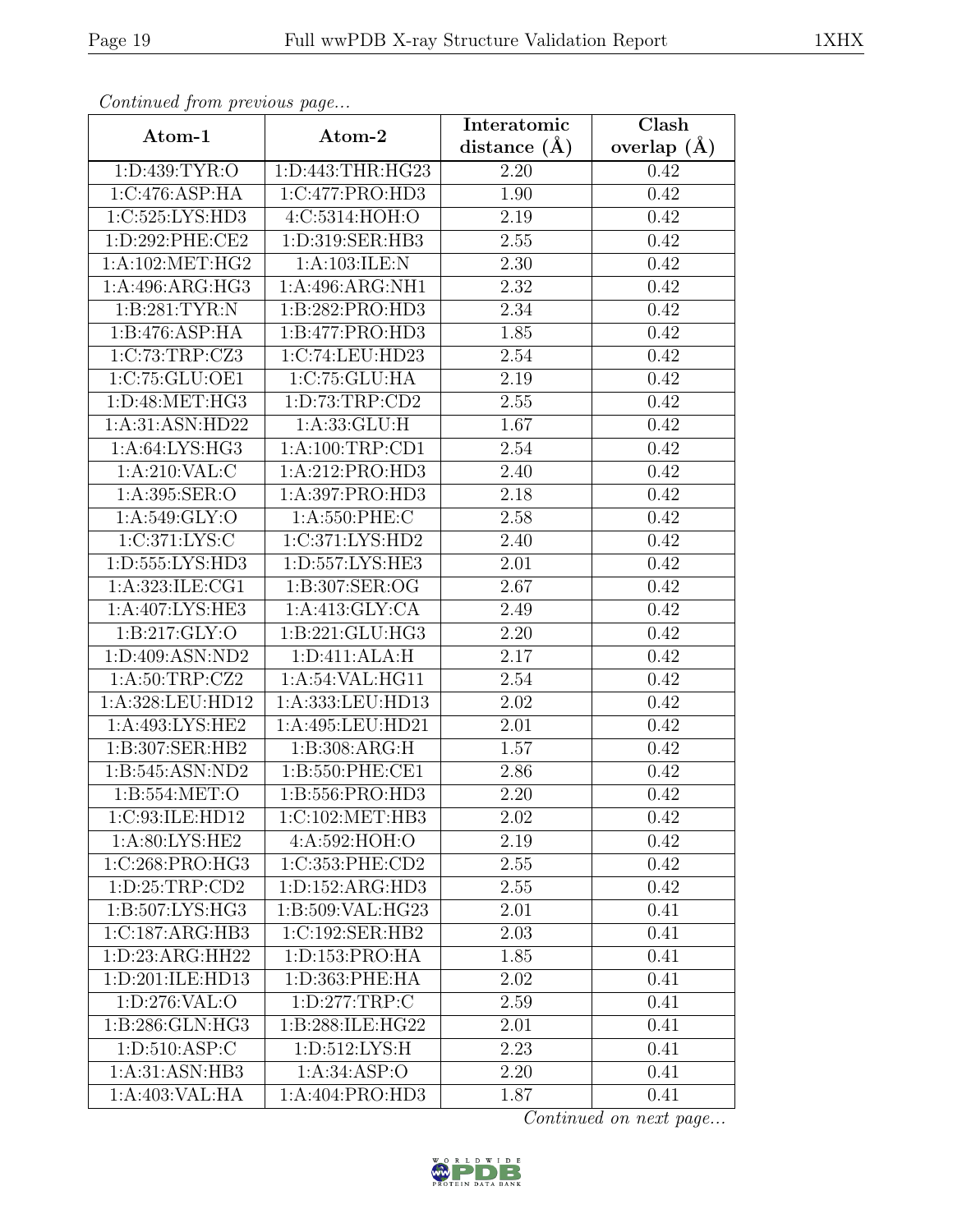*Continued from previous page...*

| Atom-1 | Atom-2 | Interatomic distance (Å) | Clash overlap (Å) |
|---|---|---|---|
| 1:D:439:TYR:O | 1:D:443:THR:HG23 | 2.20 | 0.42 |
| 1:C:476:ASP:HA | 1:C:477:PRO:HD3 | 1.90 | 0.42 |
| 1:C:525:LYS:HD3 | 4:C:5314:HOH:O | 2.19 | 0.42 |
| 1:D:292:PHE:CE2 | 1:D:319:SER:HB3 | 2.55 | 0.42 |
| 1:A:102:MET:HG2 | 1:A:103:ILE:N | 2.30 | 0.42 |
| 1:A:496:ARG:HG3 | 1:A:496:ARG:NH1 | 2.32 | 0.42 |
| 1:B:281:TYR:N | 1:B:282:PRO:HD3 | 2.34 | 0.42 |
| 1:B:476:ASP:HA | 1:B:477:PRO:HD3 | 1.85 | 0.42 |
| 1:C:73:TRP:CZ3 | 1:C:74:LEU:HD23 | 2.54 | 0.42 |
| 1:C:75:GLU:OE1 | 1:C:75:GLU:HA | 2.19 | 0.42 |
| 1:D:48:MET:HG3 | 1:D:73:TRP:CD2 | 2.55 | 0.42 |
| 1:A:31:ASN:HD22 | 1:A:33:GLU:H | 1.67 | 0.42 |
| 1:A:64:LYS:HG3 | 1:A:100:TRP:CD1 | 2.54 | 0.42 |
| 1:A:210:VAL:C | 1:A:212:PRO:HD3 | 2.40 | 0.42 |
| 1:A:395:SER:O | 1:A:397:PRO:HD3 | 2.18 | 0.42 |
| 1:A:549:GLY:O | 1:A:550:PHE:C | 2.58 | 0.42 |
| 1:C:371:LYS:C | 1:C:371:LYS:HD2 | 2.40 | 0.42 |
| 1:D:555:LYS:HD3 | 1:D:557:LYS:HE3 | 2.01 | 0.42 |
| 1:A:323:ILE:CG1 | 1:B:307:SER:OG | 2.67 | 0.42 |
| 1:A:407:LYS:HE3 | 1:A:413:GLY:CA | 2.49 | 0.42 |
| 1:B:217:GLY:O | 1:B:221:GLU:HG3 | 2.20 | 0.42 |
| 1:D:409:ASN:ND2 | 1:D:411:ALA:H | 2.17 | 0.42 |
| 1:A:50:TRP:CZ2 | 1:A:54:VAL:HG11 | 2.54 | 0.42 |
| 1:A:328:LEU:HD12 | 1:A:333:LEU:HD13 | 2.02 | 0.42 |
| 1:A:493:LYS:HE2 | 1:A:495:LEU:HD21 | 2.01 | 0.42 |
| 1:B:307:SER:HB2 | 1:B:308:ARG:H | 1.57 | 0.42 |
| 1:B:545:ASN:ND2 | 1:B:550:PHE:CE1 | 2.86 | 0.42 |
| 1:B:554:MET:O | 1:B:556:PRO:HD3 | 2.20 | 0.42 |
| 1:C:93:ILE:HD12 | 1:C:102:MET:HB3 | 2.02 | 0.42 |
| 1:A:80:LYS:HE2 | 4:A:592:HOH:O | 2.19 | 0.42 |
| 1:C:268:PRO:HG3 | 1:C:353:PHE:CD2 | 2.55 | 0.42 |
| 1:D:25:TRP:CD2 | 1:D:152:ARG:HD3 | 2.55 | 0.42 |
| 1:B:507:LYS:HG3 | 1:B:509:VAL:HG23 | 2.01 | 0.41 |
| 1:C:187:ARG:HB3 | 1:C:192:SER:HB2 | 2.03 | 0.41 |
| 1:D:23:ARG:HH22 | 1:D:153:PRO:HA | 1.85 | 0.41 |
| 1:D:201:ILE:HD13 | 1:D:363:PHE:HA | 2.02 | 0.41 |
| 1:D:276:VAL:O | 1:D:277:TRP:C | 2.59 | 0.41 |
| 1:B:286:GLN:HG3 | 1:B:288:ILE:HG22 | 2.01 | 0.41 |
| 1:D:510:ASP:C | 1:D:512:LYS:H | 2.23 | 0.41 |
| 1:A:31:ASN:HB3 | 1:A:34:ASP:O | 2.20 | 0.41 |
| 1:A:403:VAL:HA | 1:A:404:PRO:HD3 | 1.87 | 0.41 |

*Continued on next page...*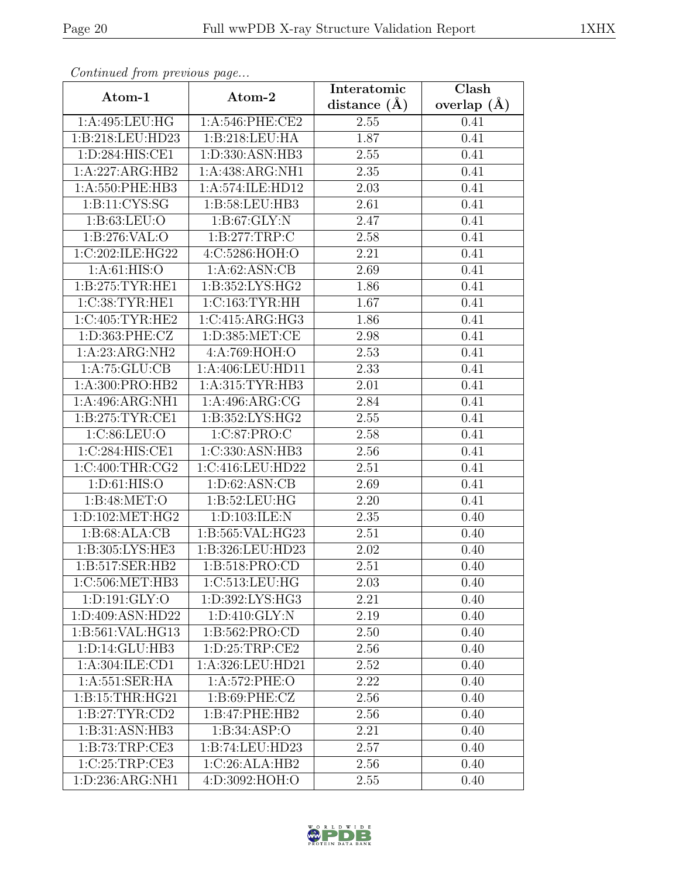*Continued from previous page...*

| Atom-1 | Atom-2 | Interatomic distance (Å) | Clash overlap (Å) |
|---|---|---|---|
| 1:A:495:LEU:HG | 1:A:546:PHE:CE2 | 2.55 | 0.41 |
| 1:B:218:LEU:HD23 | 1:B:218:LEU:HA | 1.87 | 0.41 |
| 1:D:284:HIS:CE1 | 1:D:330:ASN:HB3 | 2.55 | 0.41 |
| 1:A:227:ARG:HB2 | 1:A:438:ARG:NH1 | 2.35 | 0.41 |
| 1:A:550:PHE:HB3 | 1:A:574:ILE:HD12 | 2.03 | 0.41 |
| 1:B:11:CYS:SG | 1:B:58:LEU:HB3 | 2.61 | 0.41 |
| 1:B:63:LEU:O | 1:B:67:GLY:N | 2.47 | 0.41 |
| 1:B:276:VAL:O | 1:B:277:TRP:C | 2.58 | 0.41 |
| 1:C:202:ILE:HG22 | 4:C:5286:HOH:O | 2.21 | 0.41 |
| 1:A:61:HIS:O | 1:A:62:ASN:CB | 2.69 | 0.41 |
| 1:B:275:TYR:HE1 | 1:B:352:LYS:HG2 | 1.86 | 0.41 |
| 1:C:38:TYR:HE1 | 1:C:163:TYR:HH | 1.67 | 0.41 |
| 1:C:405:TYR:HE2 | 1:C:415:ARG:HG3 | 1.86 | 0.41 |
| 1:D:363:PHE:CZ | 1:D:385:MET:CE | 2.98 | 0.41 |
| 1:A:23:ARG:NH2 | 4:A:769:HOH:O | 2.53 | 0.41 |
| 1:A:75:GLU:CB | 1:A:406:LEU:HD11 | 2.33 | 0.41 |
| 1:A:300:PRO:HB2 | 1:A:315:TYR:HB3 | 2.01 | 0.41 |
| 1:A:496:ARG:NH1 | 1:A:496:ARG:CG | 2.84 | 0.41 |
| 1:B:275:TYR:CE1 | 1:B:352:LYS:HG2 | 2.55 | 0.41 |
| 1:C:86:LEU:O | 1:C:87:PRO:C | 2.58 | 0.41 |
| 1:C:284:HIS:CE1 | 1:C:330:ASN:HB3 | 2.56 | 0.41 |
| 1:C:400:THR:CG2 | 1:C:416:LEU:HD22 | 2.51 | 0.41 |
| 1:D:61:HIS:O | 1:D:62:ASN:CB | 2.69 | 0.41 |
| 1:B:48:MET:O | 1:B:52:LEU:HG | 2.20 | 0.41 |
| 1:D:102:MET:HG2 | 1:D:103:ILE:N | 2.35 | 0.40 |
| 1:B:68:ALA:CB | 1:B:565:VAL:HG23 | 2.51 | 0.40 |
| 1:B:305:LYS:HE3 | 1:B:326:LEU:HD23 | 2.02 | 0.40 |
| 1:B:517:SER:HB2 | 1:B:518:PRO:CD | 2.51 | 0.40 |
| 1:C:506:MET:HB3 | 1:C:513:LEU:HG | 2.03 | 0.40 |
| 1:D:191:GLY:O | 1:D:392:LYS:HG3 | 2.21 | 0.40 |
| 1:D:409:ASN:HD22 | 1:D:410:GLY:N | 2.19 | 0.40 |
| 1:B:561:VAL:HG13 | 1:B:562:PRO:CD | 2.50 | 0.40 |
| 1:D:14:GLU:HB3 | 1:D:25:TRP:CE2 | 2.56 | 0.40 |
| 1:A:304:ILE:CD1 | 1:A:326:LEU:HD21 | 2.52 | 0.40 |
| 1:A:551:SER:HA | 1:A:572:PHE:O | 2.22 | 0.40 |
| 1:B:15:THR:HG21 | 1:B:69:PHE:CZ | 2.56 | 0.40 |
| 1:B:27:TYR:CD2 | 1:B:47:PHE:HB2 | 2.56 | 0.40 |
| 1:B:31:ASN:HB3 | 1:B:34:ASP:O | 2.21 | 0.40 |
| 1:B:73:TRP:CE3 | 1:B:74:LEU:HD23 | 2.57 | 0.40 |
| 1:C:25:TRP:CE3 | 1:C:26:ALA:HB2 | 2.56 | 0.40 |
| 1:D:236:ARG:NH1 | 4:D:3092:HOH:O | 2.55 | 0.40 |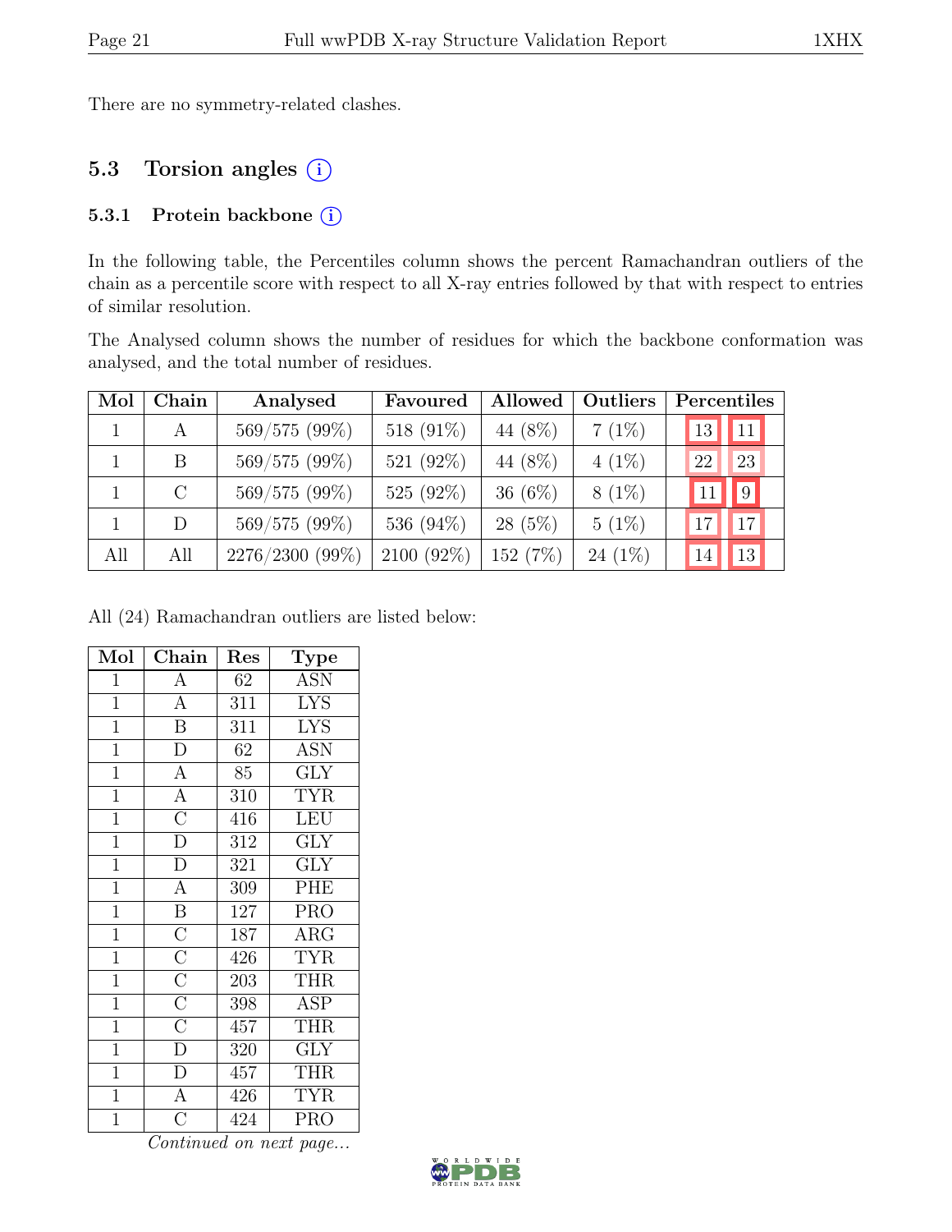There are no symmetry-related clashes.

## 5.3 Torsion angles (i)

### 5.3.1 Protein backbone (i)

In the following table, the Percentiles column shows the percent Ramachandran outliers of the chain as a percentile score with respect to all X-ray entries followed by that with respect to entries of similar resolution.

The Analysed column shows the number of residues for which the backbone conformation was analysed, and the total number of residues.

| Mol | Chain | Analysed | Favoured | Allowed | Outliers | Percentiles | |
|---|---|---|---|---|---|---|---|
| 1 | A | 569/575 (99%) | 518 (91%) | 44 (8%) | 7 (1%) | 13 | 11 |
| 1 | B | 569/575 (99%) | 521 (92%) | 44 (8%) | 4 (1%) | 22 | 23 |
| 1 | C | 569/575 (99%) | 525 (92%) | 36 (6%) | 8 (1%) | 11 | 9 |
| 1 | D | 569/575 (99%) | 536 (94%) | 28 (5%) | 5 (1%) | 17 | 17 |
| All | All | 2276/2300 (99%) | 2100 (92%) | 152 (7%) | 24 (1%) | 14 | 13 |

All (24) Ramachandran outliers are listed below:

| Mol | Chain | Res | Type |
|---|---|---|---|
| 1 | A | 62 | ASN |
| 1 | A | 311 | LYS |
| 1 | B | 311 | LYS |
| 1 | D | 62 | ASN |
| 1 | A | 85 | GLY |
| 1 | A | 310 | TYR |
| 1 | C | 416 | LEU |
| 1 | D | 312 | GLY |
| 1 | D | 321 | GLY |
| 1 | A | 309 | PHE |
| 1 | B | 127 | PRO |
| 1 | C | 187 | ARG |
| 1 | C | 426 | TYR |
| 1 | C | 203 | THR |
| 1 | C | 398 | ASP |
| 1 | C | 457 | THR |
| 1 | D | 320 | GLY |
| 1 | D | 457 | THR |
| 1 | A | 426 | TYR |
| 1 | C | 424 | PRO |

*Continued on next page...*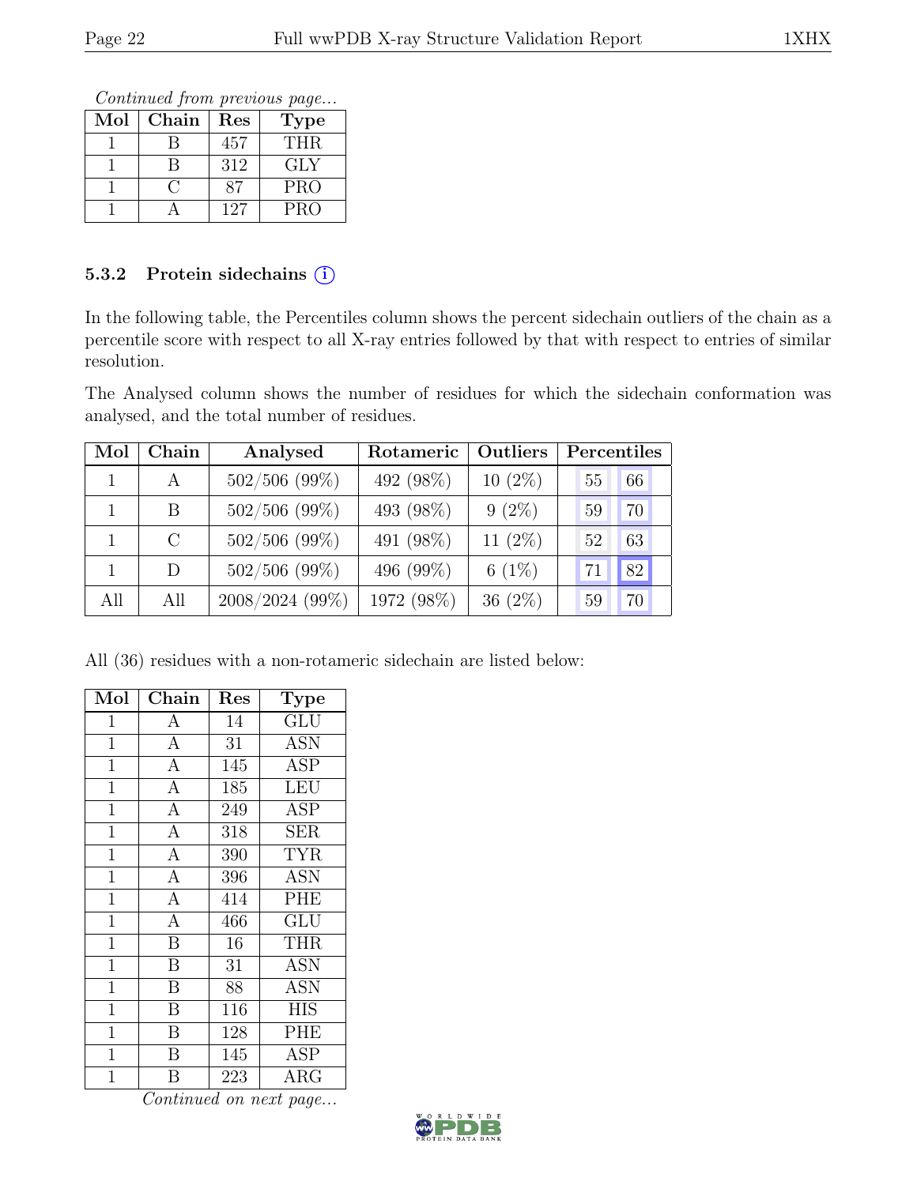*Continued from previous page...*

| Mol | Chain | Res | Type |
|---|---|---|---|
| 1 | B | 457 | THR |
| 1 | B | 312 | GLY |
| 1 | C | 87 | PRO |
| 1 | A | 127 | PRO |

### 5.3.2 Protein sidechains (i)

In the following table, the Percentiles column shows the percent sidechain outliers of the chain as a percentile score with respect to all X-ray entries followed by that with respect to entries of similar resolution.

The Analysed column shows the number of residues for which the sidechain conformation was analysed, and the total number of residues.

| Mol | Chain | Analysed | Rotameric | Outliers | Percentiles | |
|---|---|---|---|---|---|---|
| 1 | A | 502/506 (99%) | 492 (98%) | 10 (2%) | 55 | 66 |
| 1 | B | 502/506 (99%) | 493 (98%) | 9 (2%) | 59 | 70 |
| 1 | C | 502/506 (99%) | 491 (98%) | 11 (2%) | 52 | 63 |
| 1 | D | 502/506 (99%) | 496 (99%) | 6 (1%) | 71 | 82 |
| All | All | 2008/2024 (99%) | 1972 (98%) | 36 (2%) | 59 | 70 |

All (36) residues with a non-rotameric sidechain are listed below:

| Mol | Chain | Res | Type |
|---|---|---|---|
| 1 | A | 14 | GLU |
| 1 | A | 31 | ASN |
| 1 | A | 145 | ASP |
| 1 | A | 185 | LEU |
| 1 | A | 249 | ASP |
| 1 | A | 318 | SER |
| 1 | A | 390 | TYR |
| 1 | A | 396 | ASN |
| 1 | A | 414 | PHE |
| 1 | A | 466 | GLU |
| 1 | B | 16 | THR |
| 1 | B | 31 | ASN |
| 1 | B | 88 | ASN |
| 1 | B | 116 | HIS |
| 1 | B | 128 | PHE |
| 1 | B | 145 | ASP |
| 1 | B | 223 | ARG |

*Continued on next page...*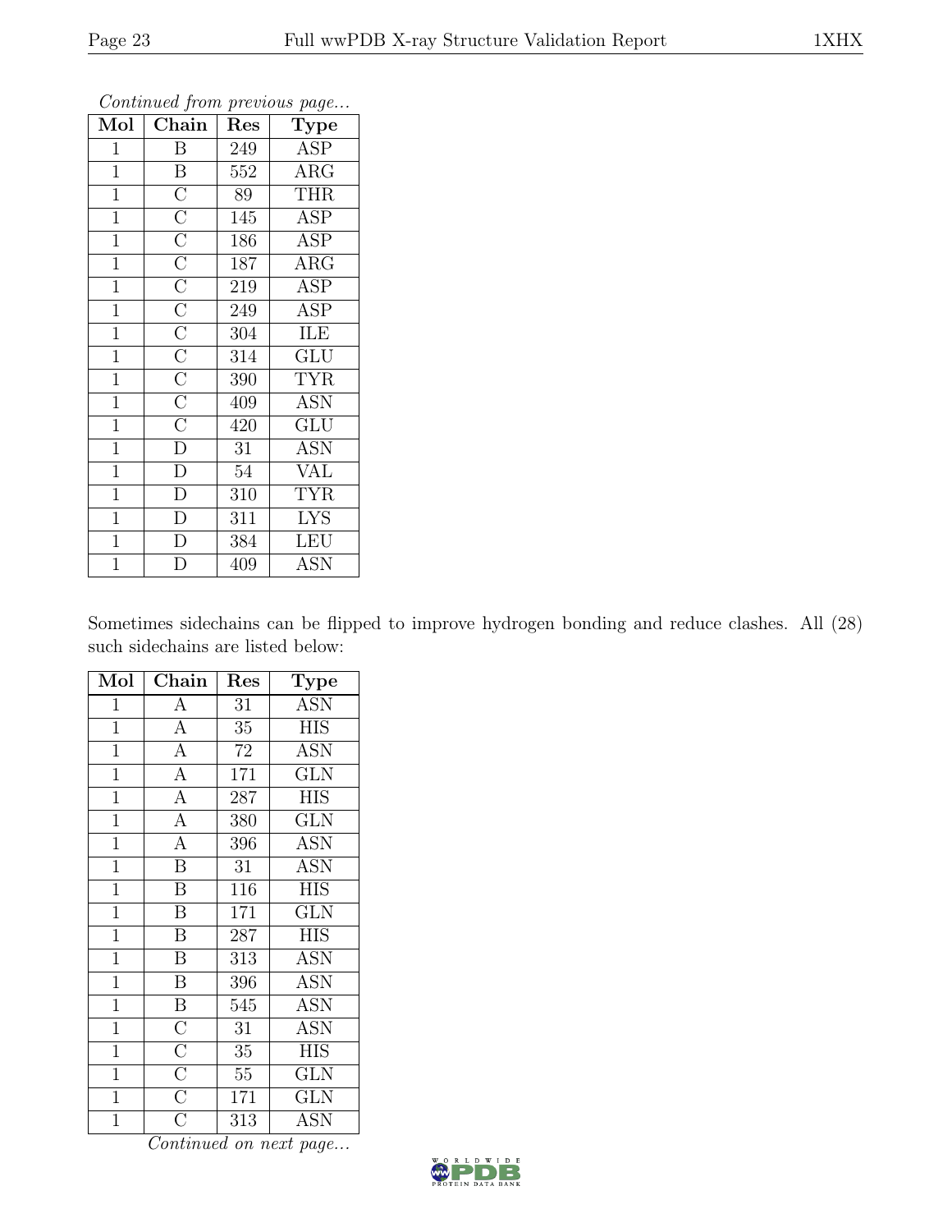*Continued from previous page...*

| Mol | Chain | Res | Type |
|---|---|---|---|
| 1 | B | 249 | ASP |
| 1 | B | 552 | ARG |
| 1 | C | 89 | THR |
| 1 | C | 145 | ASP |
| 1 | C | 186 | ASP |
| 1 | C | 187 | ARG |
| 1 | C | 219 | ASP |
| 1 | C | 249 | ASP |
| 1 | C | 304 | ILE |
| 1 | C | 314 | GLU |
| 1 | C | 390 | TYR |
| 1 | C | 409 | ASN |
| 1 | C | 420 | GLU |
| 1 | D | 31 | ASN |
| 1 | D | 54 | VAL |
| 1 | D | 310 | TYR |
| 1 | D | 311 | LYS |
| 1 | D | 384 | LEU |
| 1 | D | 409 | ASN |

Sometimes sidechains can be flipped to improve hydrogen bonding and reduce clashes. All (28) such sidechains are listed below:

| Mol | Chain | Res | Type |
|---|---|---|---|
| 1 | A | 31 | ASN |
| 1 | A | 35 | HIS |
| 1 | A | 72 | ASN |
| 1 | A | 171 | GLN |
| 1 | A | 287 | HIS |
| 1 | A | 380 | GLN |
| 1 | A | 396 | ASN |
| 1 | B | 31 | ASN |
| 1 | B | 116 | HIS |
| 1 | B | 171 | GLN |
| 1 | B | 287 | HIS |
| 1 | B | 313 | ASN |
| 1 | B | 396 | ASN |
| 1 | B | 545 | ASN |
| 1 | C | 31 | ASN |
| 1 | C | 35 | HIS |
| 1 | C | 55 | GLN |
| 1 | C | 171 | GLN |
| 1 | C | 313 | ASN |

*Continued on next page...*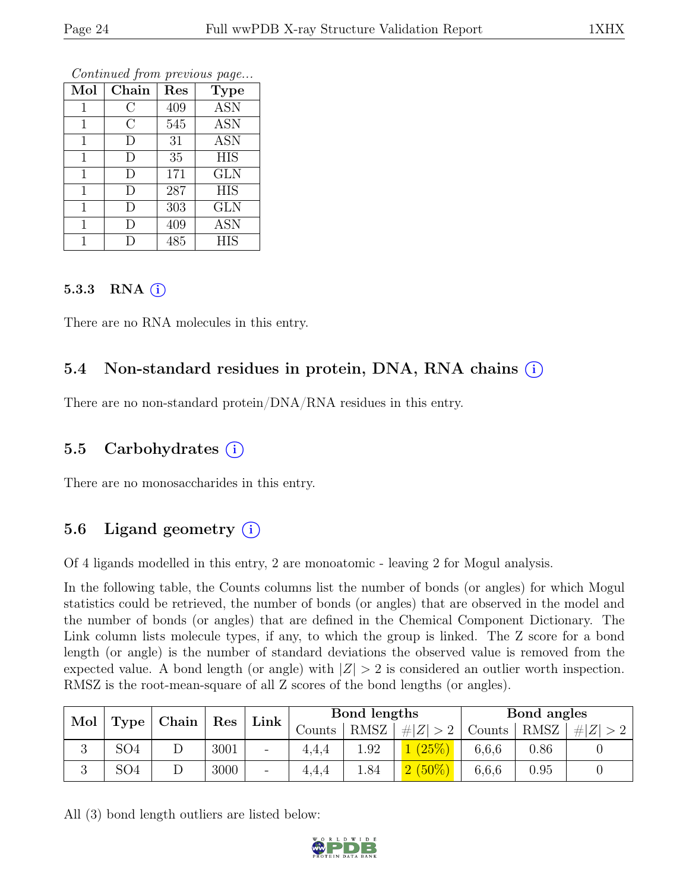*Continued from previous page...*

| Mol | Chain | Res | Type |
|---|---|---|---|
| 1 | C | 409 | ASN |
| 1 | C | 545 | ASN |
| 1 | D | 31 | ASN |
| 1 | D | 35 | HIS |
| 1 | D | 171 | GLN |
| 1 | D | 287 | HIS |
| 1 | D | 303 | GLN |
| 1 | D | 409 | ASN |
| 1 | D | 485 | HIS |

### 5.3.3 RNA (i)

There are no RNA molecules in this entry.

## 5.4 Non-standard residues in protein, DNA, RNA chains (i)

There are no non-standard protein/DNA/RNA residues in this entry.

## 5.5 Carbohydrates (i)

There are no monosaccharides in this entry.

## 5.6 Ligand geometry (i)

Of 4 ligands modelled in this entry, 2 are monoatomic - leaving 2 for Mogul analysis.

In the following table, the Counts columns list the number of bonds (or angles) for which Mogul statistics could be retrieved, the number of bonds (or angles) that are observed in the model and the number of bonds (or angles) that are defined in the Chemical Component Dictionary. The Link column lists molecule types, if any, to which the group is linked. The Z score for a bond length (or angle) is the number of standard deviations the observed value is removed from the expected value. A bond length (or angle) with $|Z| > 2$ is considered an outlier worth inspection. RMSZ is the root-mean-square of all Z scores of the bond lengths (or angles).

| Mol | Type | Chain | Res | Link | Bond lengths | | | Bond angles | | |
|---|---|---|---|---|---|---|---|---|---|---|
| | | | | | Counts | RMSZ | $\#\|Z\| > 2$ | Counts | RMSZ | $\#\|Z\| > 2$ |
| 3 | SO4 | D | 3001 | - | 4,4,4 | 1.92 | 1 (25%) | 6,6,6 | 0.86 | 0 |
| 3 | SO4 | D | 3000 | - | 4,4,4 | 1.84 | 2 (50%) | 6,6,6 | 0.95 | 0 |

All (3) bond length outliers are listed below: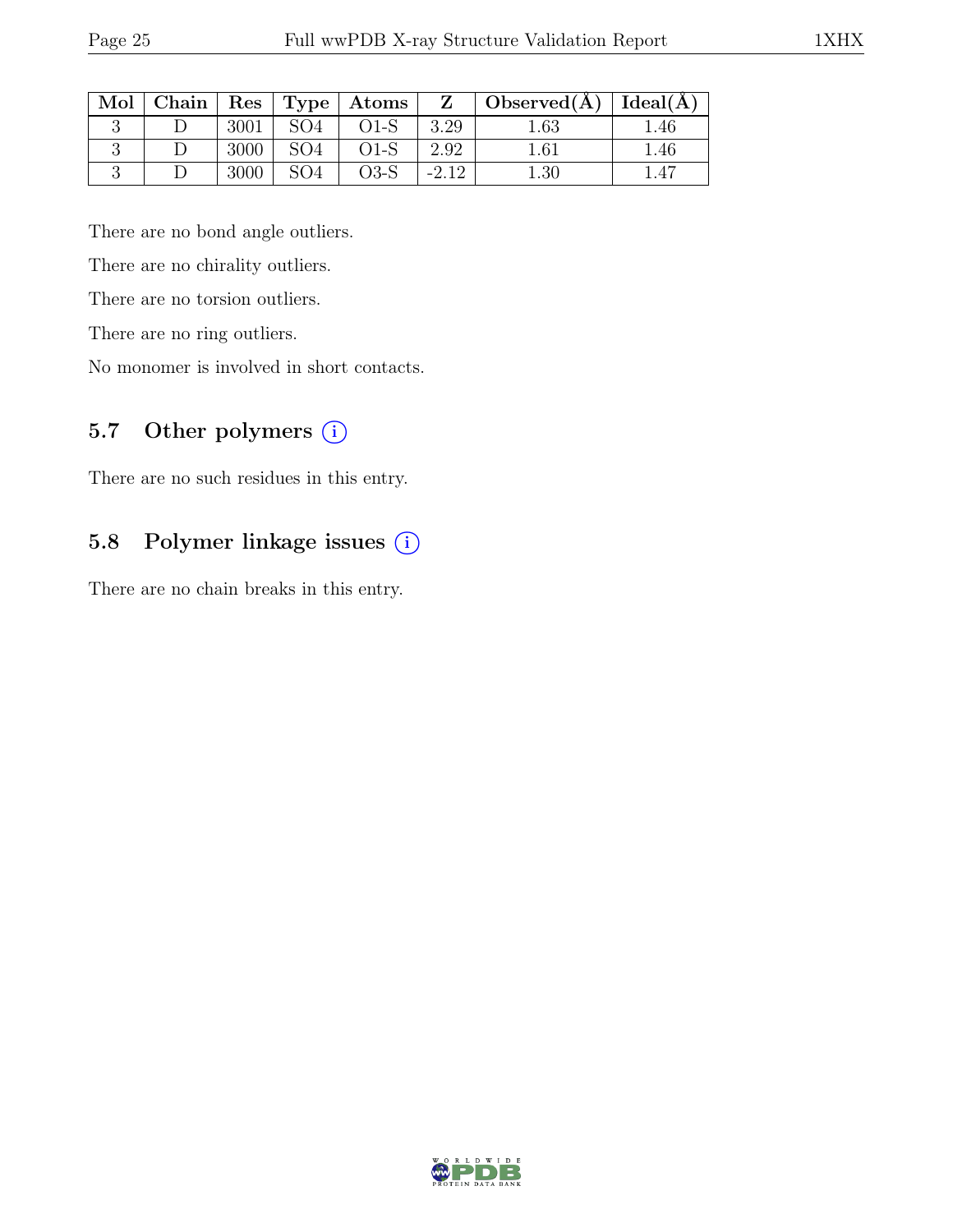| Mol | Chain | Res | Type | Atoms | Z | Observed(Å) | Ideal(Å) |
|---|---|---|---|---|---|---|---|
| 3 | D | 3001 | SO4 | O1-S | 3.29 | 1.63 | 1.46 |
| 3 | D | 3000 | SO4 | O1-S | 2.92 | 1.61 | 1.46 |
| 3 | D | 3000 | SO4 | O3-S | -2.12 | 1.30 | 1.47 |

There are no bond angle outliers.

There are no chirality outliers.

There are no torsion outliers.

There are no ring outliers.

No monomer is involved in short contacts.

## 5.7 Other polymers (i)

There are no such residues in this entry.

## 5.8 Polymer linkage issues (i)

There are no chain breaks in this entry.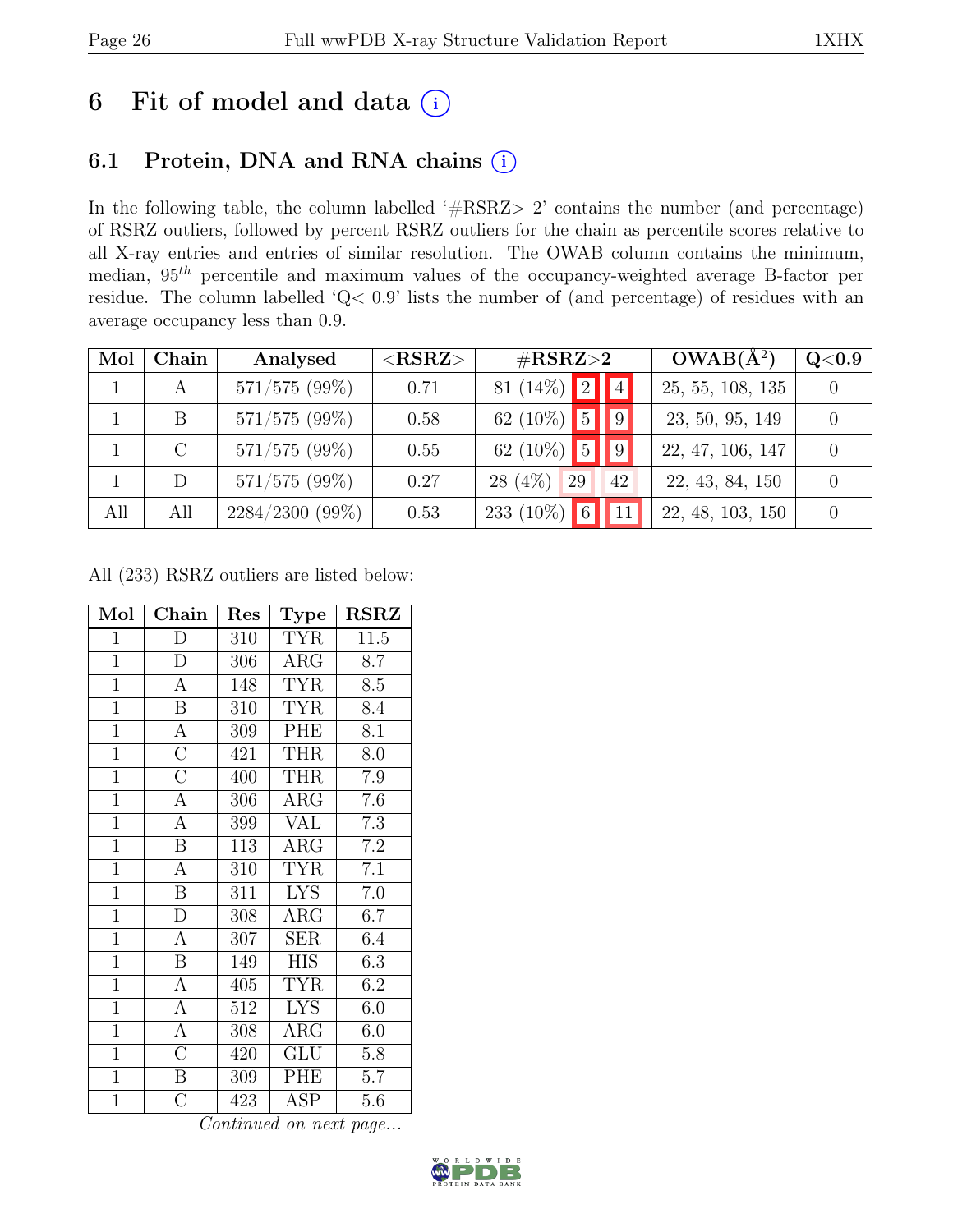# 6 Fit of model and data (i)

## 6.1 Protein, DNA and RNA chains (i)

In the following table, the column labelled '#RSRZ> 2' contains the number (and percentage) of RSRZ outliers, followed by percent RSRZ outliers for the chain as percentile scores relative to all X-ray entries and entries of similar resolution. The OWAB column contains the minimum, median, $95^{th}$ percentile and maximum values of the occupancy-weighted average B-factor per residue. The column labelled 'Q< 0.9' lists the number of (and percentage) of residues with an average occupancy less than 0.9.

| Mol | Chain | Analysed | <RSRZ> | #RSRZ>2 | | | OWAB(Å$^2$) | Q<0.9 |
|---|---|---|---|---|---|---|---|---|
| 1 | A | 571/575 (99%) | 0.71 | 81 (14%) | 2 | 4 | 25, 55, 108, 135 | 0 |
| 1 | B | 571/575 (99%) | 0.58 | 62 (10%) | 5 | 9 | 23, 50, 95, 149 | 0 |
| 1 | C | 571/575 (99%) | 0.55 | 62 (10%) | 5 | 9 | 22, 47, 106, 147 | 0 |
| 1 | D | 571/575 (99%) | 0.27 | 28 (4%) | 29 | 42 | 22, 43, 84, 150 | 0 |
| All | All | 2284/2300 (99%) | 0.53 | 233 (10%) | 6 | 11 | 22, 48, 103, 150 | 0 |

All (233) RSRZ outliers are listed below:

| Mol | Chain | Res | Type | RSRZ |
|---|---|---|---|---|
| 1 | D | 310 | TYR | 11.5 |
| 1 | D | 306 | ARG | 8.7 |
| 1 | A | 148 | TYR | 8.5 |
| 1 | B | 310 | TYR | 8.4 |
| 1 | A | 309 | PHE | 8.1 |
| 1 | C | 421 | THR | 8.0 |
| 1 | C | 400 | THR | 7.9 |
| 1 | A | 306 | ARG | 7.6 |
| 1 | A | 399 | VAL | 7.3 |
| 1 | B | 113 | ARG | 7.2 |
| 1 | A | 310 | TYR | 7.1 |
| 1 | B | 311 | LYS | 7.0 |
| 1 | D | 308 | ARG | 6.7 |
| 1 | A | 307 | SER | 6.4 |
| 1 | B | 149 | HIS | 6.3 |
| 1 | A | 405 | TYR | 6.2 |
| 1 | A | 512 | LYS | 6.0 |
| 1 | A | 308 | ARG | 6.0 |
| 1 | C | 420 | GLU | 5.8 |
| 1 | B | 309 | PHE | 5.7 |
| 1 | C | 423 | ASP | 5.6 |

*Continued on next page...*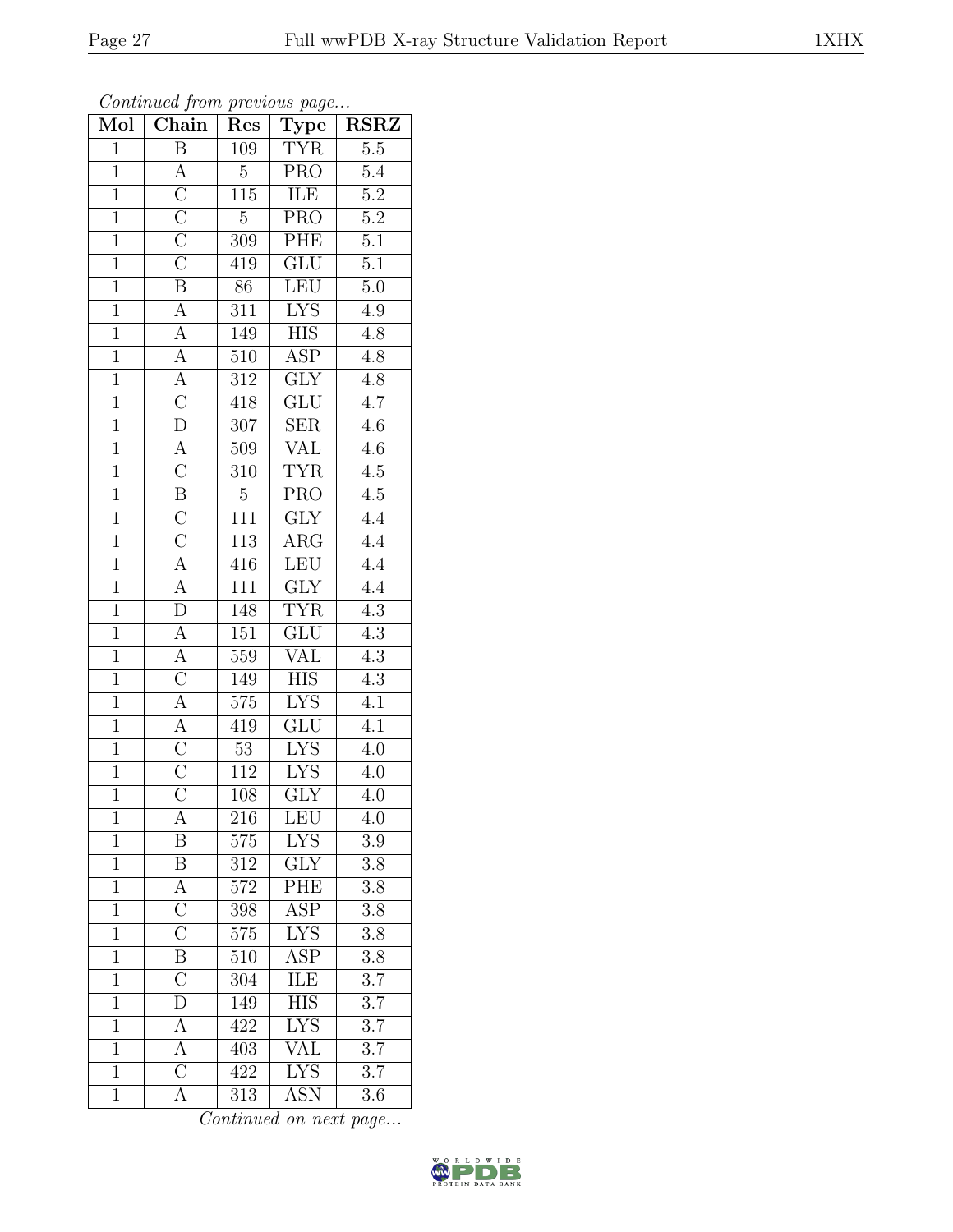*Continued from previous page...*

| Mol | Chain | Res | Type | RSRZ |
|---|---|---|---|---|
| 1 | B | 109 | TYR | 5.5 |
| 1 | A | 5 | PRO | 5.4 |
| 1 | C | 115 | ILE | 5.2 |
| 1 | C | 5 | PRO | 5.2 |
| 1 | C | 309 | PHE | 5.1 |
| 1 | C | 419 | GLU | 5.1 |
| 1 | B | 86 | LEU | 5.0 |
| 1 | A | 311 | LYS | 4.9 |
| 1 | A | 149 | HIS | 4.8 |
| 1 | A | 510 | ASP | 4.8 |
| 1 | A | 312 | GLY | 4.8 |
| 1 | C | 418 | GLU | 4.7 |
| 1 | D | 307 | SER | 4.6 |
| 1 | A | 509 | VAL | 4.6 |
| 1 | C | 310 | TYR | 4.5 |
| 1 | B | 5 | PRO | 4.5 |
| 1 | C | 111 | GLY | 4.4 |
| 1 | C | 113 | ARG | 4.4 |
| 1 | A | 416 | LEU | 4.4 |
| 1 | A | 111 | GLY | 4.4 |
| 1 | D | 148 | TYR | 4.3 |
| 1 | A | 151 | GLU | 4.3 |
| 1 | A | 559 | VAL | 4.3 |
| 1 | C | 149 | HIS | 4.3 |
| 1 | A | 575 | LYS | 4.1 |
| 1 | A | 419 | GLU | 4.1 |
| 1 | C | 53 | LYS | 4.0 |
| 1 | C | 112 | LYS | 4.0 |
| 1 | C | 108 | GLY | 4.0 |
| 1 | A | 216 | LEU | 4.0 |
| 1 | B | 575 | LYS | 3.9 |
| 1 | B | 312 | GLY | 3.8 |
| 1 | A | 572 | PHE | 3.8 |
| 1 | C | 398 | ASP | 3.8 |
| 1 | C | 575 | LYS | 3.8 |
| 1 | B | 510 | ASP | 3.8 |
| 1 | C | 304 | ILE | 3.7 |
| 1 | D | 149 | HIS | 3.7 |
| 1 | A | 422 | LYS | 3.7 |
| 1 | A | 403 | VAL | 3.7 |
| 1 | C | 422 | LYS | 3.7 |
| 1 | A | 313 | ASN | 3.6 |

*Continued on next page...*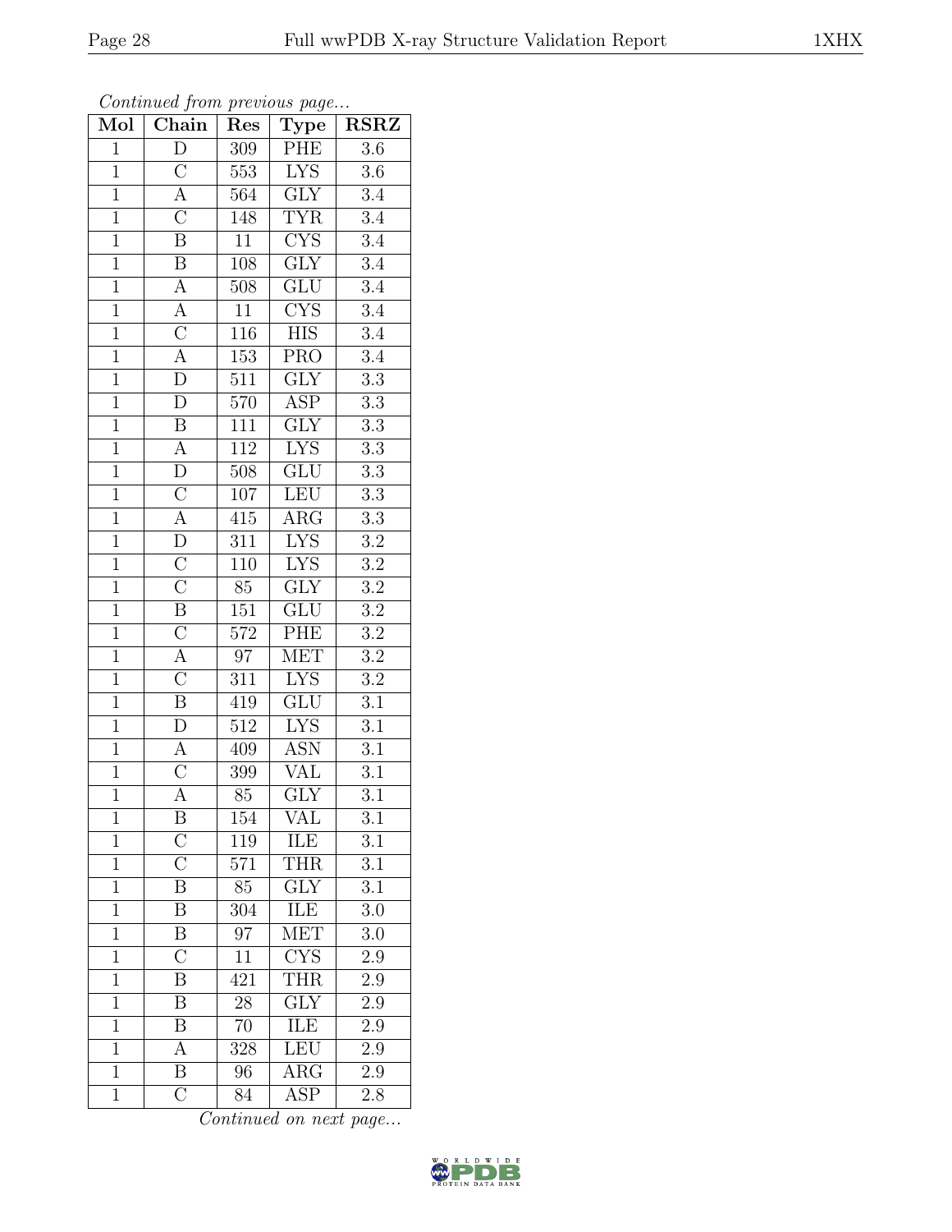*Continued from previous page...*

| Mol | Chain | Res | Type | RSRZ |
|---|---|---|---|---|
| 1 | D | 309 | PHE | 3.6 |
| 1 | C | 553 | LYS | 3.6 |
| 1 | A | 564 | GLY | 3.4 |
| 1 | C | 148 | TYR | 3.4 |
| 1 | B | 11 | CYS | 3.4 |
| 1 | B | 108 | GLY | 3.4 |
| 1 | A | 508 | GLU | 3.4 |
| 1 | A | 11 | CYS | 3.4 |
| 1 | C | 116 | HIS | 3.4 |
| 1 | A | 153 | PRO | 3.4 |
| 1 | D | 511 | GLY | 3.3 |
| 1 | D | 570 | ASP | 3.3 |
| 1 | B | 111 | GLY | 3.3 |
| 1 | A | 112 | LYS | 3.3 |
| 1 | D | 508 | GLU | 3.3 |
| 1 | C | 107 | LEU | 3.3 |
| 1 | A | 415 | ARG | 3.3 |
| 1 | D | 311 | LYS | 3.2 |
| 1 | C | 110 | LYS | 3.2 |
| 1 | C | 85 | GLY | 3.2 |
| 1 | B | 151 | GLU | 3.2 |
| 1 | C | 572 | PHE | 3.2 |
| 1 | A | 97 | MET | 3.2 |
| 1 | C | 311 | LYS | 3.2 |
| 1 | B | 419 | GLU | 3.1 |
| 1 | D | 512 | LYS | 3.1 |
| 1 | A | 409 | ASN | 3.1 |
| 1 | C | 399 | VAL | 3.1 |
| 1 | A | 85 | GLY | 3.1 |
| 1 | B | 154 | VAL | 3.1 |
| 1 | C | 119 | ILE | 3.1 |
| 1 | C | 571 | THR | 3.1 |
| 1 | B | 85 | GLY | 3.1 |
| 1 | B | 304 | ILE | 3.0 |
| 1 | B | 97 | MET | 3.0 |
| 1 | C | 11 | CYS | 2.9 |
| 1 | B | 421 | THR | 2.9 |
| 1 | B | 28 | GLY | 2.9 |
| 1 | B | 70 | ILE | 2.9 |
| 1 | A | 328 | LEU | 2.9 |
| 1 | B | 96 | ARG | 2.9 |
| 1 | C | 84 | ASP | 2.8 |

*Continued on next page...*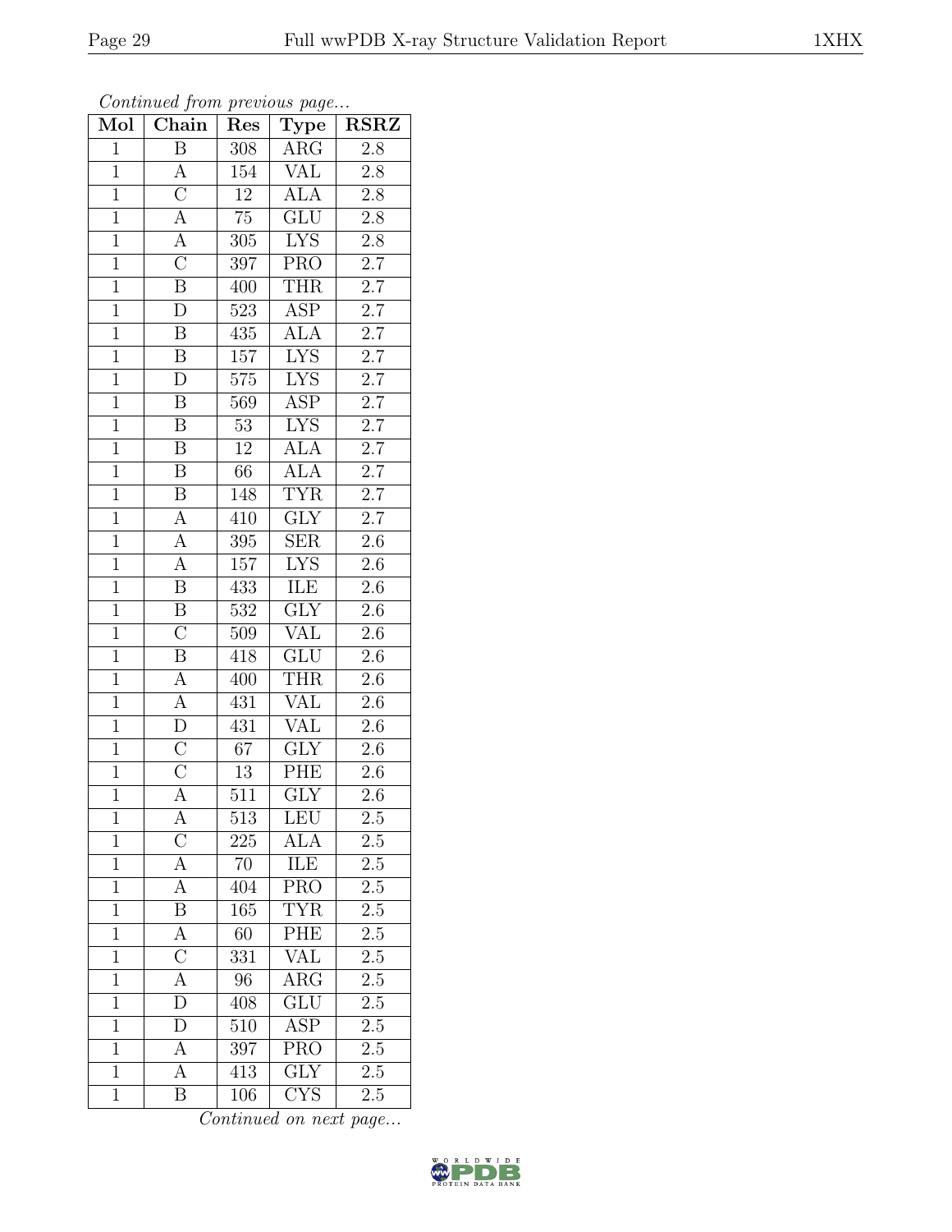*Continued from previous page...*

| Mol | Chain | Res | Type | RSRZ |
|---|---|---|---|---|
| 1 | B | 308 | ARG | 2.8 |
| 1 | A | 154 | VAL | 2.8 |
| 1 | C | 12 | ALA | 2.8 |
| 1 | A | 75 | GLU | 2.8 |
| 1 | A | 305 | LYS | 2.8 |
| 1 | C | 397 | PRO | 2.7 |
| 1 | B | 400 | THR | 2.7 |
| 1 | D | 523 | ASP | 2.7 |
| 1 | B | 435 | ALA | 2.7 |
| 1 | B | 157 | LYS | 2.7 |
| 1 | D | 575 | LYS | 2.7 |
| 1 | B | 569 | ASP | 2.7 |
| 1 | B | 53 | LYS | 2.7 |
| 1 | B | 12 | ALA | 2.7 |
| 1 | B | 66 | ALA | 2.7 |
| 1 | B | 148 | TYR | 2.7 |
| 1 | A | 410 | GLY | 2.7 |
| 1 | A | 395 | SER | 2.6 |
| 1 | A | 157 | LYS | 2.6 |
| 1 | B | 433 | ILE | 2.6 |
| 1 | B | 532 | GLY | 2.6 |
| 1 | C | 509 | VAL | 2.6 |
| 1 | B | 418 | GLU | 2.6 |
| 1 | A | 400 | THR | 2.6 |
| 1 | A | 431 | VAL | 2.6 |
| 1 | D | 431 | VAL | 2.6 |
| 1 | C | 67 | GLY | 2.6 |
| 1 | C | 13 | PHE | 2.6 |
| 1 | A | 511 | GLY | 2.6 |
| 1 | A | 513 | LEU | 2.5 |
| 1 | C | 225 | ALA | 2.5 |
| 1 | A | 70 | ILE | 2.5 |
| 1 | A | 404 | PRO | 2.5 |
| 1 | B | 165 | TYR | 2.5 |
| 1 | A | 60 | PHE | 2.5 |
| 1 | C | 331 | VAL | 2.5 |
| 1 | A | 96 | ARG | 2.5 |
| 1 | D | 408 | GLU | 2.5 |
| 1 | D | 510 | ASP | 2.5 |
| 1 | A | 397 | PRO | 2.5 |
| 1 | A | 413 | GLY | 2.5 |
| 1 | B | 106 | CYS | 2.5 |

*Continued on next page...*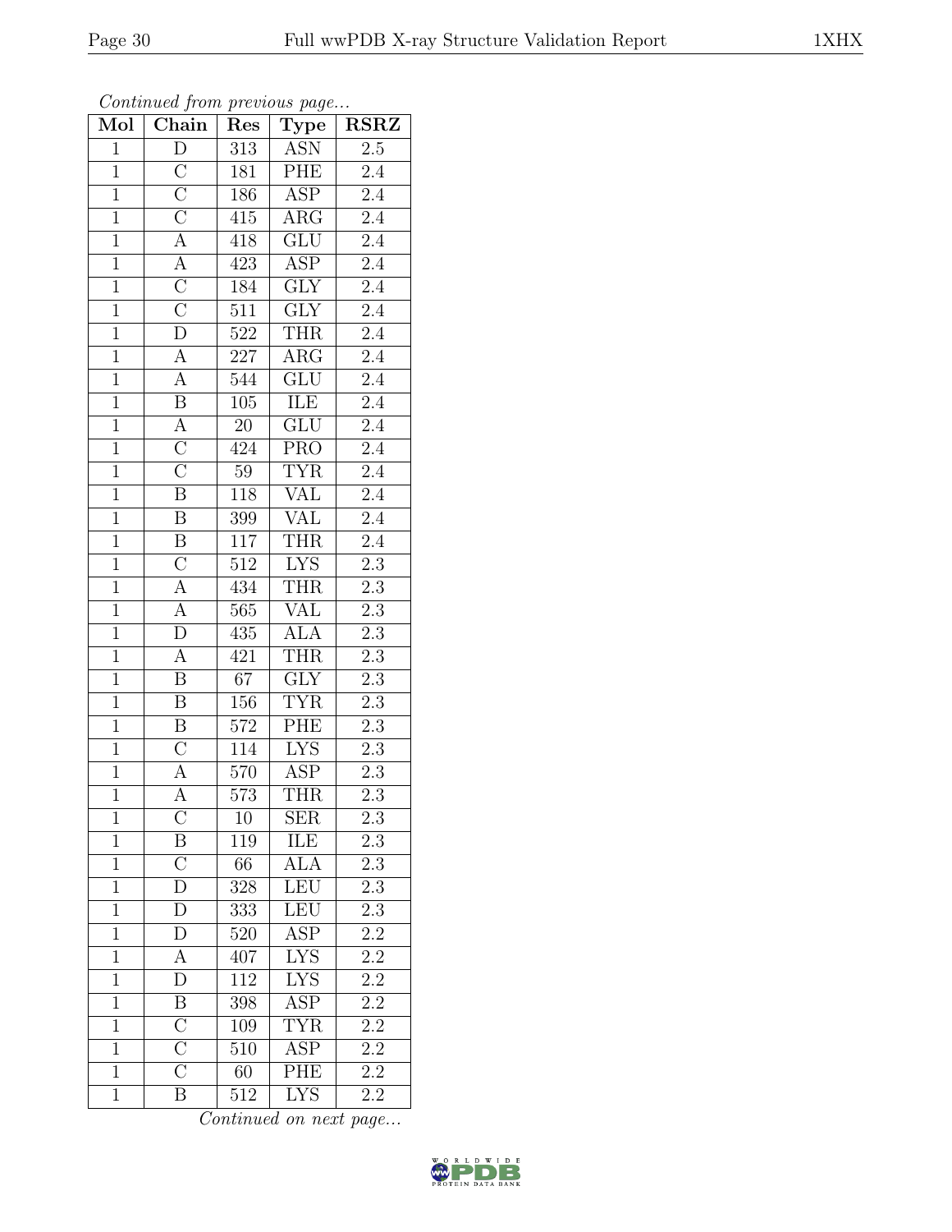*Continued from previous page...*

| Mol | Chain | Res | Type | RSRZ |
|---|---|---|---|---|
| 1 | D | 313 | ASN | 2.5 |
| 1 | C | 181 | PHE | 2.4 |
| 1 | C | 186 | ASP | 2.4 |
| 1 | C | 415 | ARG | 2.4 |
| 1 | A | 418 | GLU | 2.4 |
| 1 | A | 423 | ASP | 2.4 |
| 1 | C | 184 | GLY | 2.4 |
| 1 | C | 511 | GLY | 2.4 |
| 1 | D | 522 | THR | 2.4 |
| 1 | A | 227 | ARG | 2.4 |
| 1 | A | 544 | GLU | 2.4 |
| 1 | B | 105 | ILE | 2.4 |
| 1 | A | 20 | GLU | 2.4 |
| 1 | C | 424 | PRO | 2.4 |
| 1 | C | 59 | TYR | 2.4 |
| 1 | B | 118 | VAL | 2.4 |
| 1 | B | 399 | VAL | 2.4 |
| 1 | B | 117 | THR | 2.4 |
| 1 | C | 512 | LYS | 2.3 |
| 1 | A | 434 | THR | 2.3 |
| 1 | A | 565 | VAL | 2.3 |
| 1 | D | 435 | ALA | 2.3 |
| 1 | A | 421 | THR | 2.3 |
| 1 | B | 67 | GLY | 2.3 |
| 1 | B | 156 | TYR | 2.3 |
| 1 | B | 572 | PHE | 2.3 |
| 1 | C | 114 | LYS | 2.3 |
| 1 | A | 570 | ASP | 2.3 |
| 1 | A | 573 | THR | 2.3 |
| 1 | C | 10 | SER | 2.3 |
| 1 | B | 119 | ILE | 2.3 |
| 1 | C | 66 | ALA | 2.3 |
| 1 | D | 328 | LEU | 2.3 |
| 1 | D | 333 | LEU | 2.3 |
| 1 | D | 520 | ASP | 2.2 |
| 1 | A | 407 | LYS | 2.2 |
| 1 | D | 112 | LYS | 2.2 |
| 1 | B | 398 | ASP | 2.2 |
| 1 | C | 109 | TYR | 2.2 |
| 1 | C | 510 | ASP | 2.2 |
| 1 | C | 60 | PHE | 2.2 |
| 1 | B | 512 | LYS | 2.2 |

*Continued on next page...*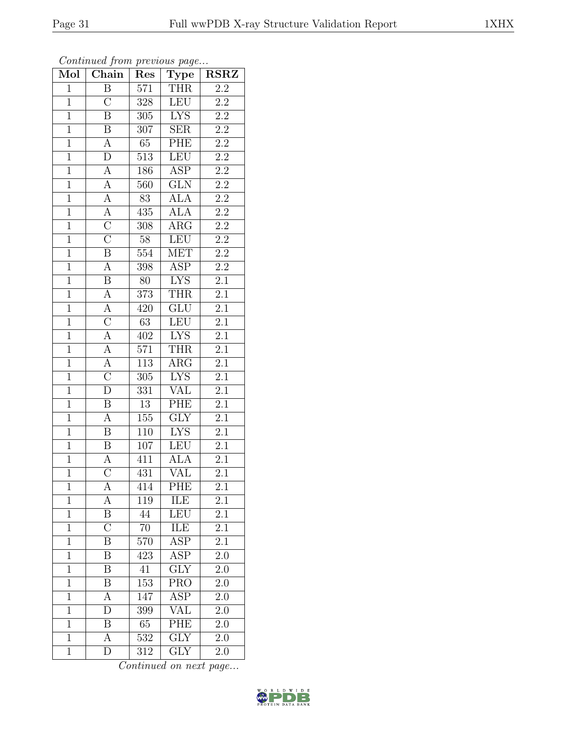*Continued from previous page...*

| Mol | Chain | Res | Type | RSRZ |
|---|---|---|---|---|
| 1 | B | 571 | THR | 2.2 |
| 1 | C | 328 | LEU | 2.2 |
| 1 | B | 305 | LYS | 2.2 |
| 1 | B | 307 | SER | 2.2 |
| 1 | A | 65 | PHE | 2.2 |
| 1 | D | 513 | LEU | 2.2 |
| 1 | A | 186 | ASP | 2.2 |
| 1 | A | 560 | GLN | 2.2 |
| 1 | A | 83 | ALA | 2.2 |
| 1 | A | 435 | ALA | 2.2 |
| 1 | C | 308 | ARG | 2.2 |
| 1 | C | 58 | LEU | 2.2 |
| 1 | B | 554 | MET | 2.2 |
| 1 | A | 398 | ASP | 2.2 |
| 1 | B | 80 | LYS | 2.1 |
| 1 | A | 373 | THR | 2.1 |
| 1 | A | 420 | GLU | 2.1 |
| 1 | C | 63 | LEU | 2.1 |
| 1 | A | 402 | LYS | 2.1 |
| 1 | A | 571 | THR | 2.1 |
| 1 | A | 113 | ARG | 2.1 |
| 1 | C | 305 | LYS | 2.1 |
| 1 | D | 331 | VAL | 2.1 |
| 1 | B | 13 | PHE | 2.1 |
| 1 | A | 155 | GLY | 2.1 |
| 1 | B | 110 | LYS | 2.1 |
| 1 | B | 107 | LEU | 2.1 |
| 1 | A | 411 | ALA | 2.1 |
| 1 | C | 431 | VAL | 2.1 |
| 1 | A | 414 | PHE | 2.1 |
| 1 | A | 119 | ILE | 2.1 |
| 1 | B | 44 | LEU | 2.1 |
| 1 | C | 70 | ILE | 2.1 |
| 1 | B | 570 | ASP | 2.1 |
| 1 | B | 423 | ASP | 2.0 |
| 1 | B | 41 | GLY | 2.0 |
| 1 | B | 153 | PRO | 2.0 |
| 1 | A | 147 | ASP | 2.0 |
| 1 | D | 399 | VAL | 2.0 |
| 1 | B | 65 | PHE | 2.0 |
| 1 | A | 532 | GLY | 2.0 |
| 1 | D | 312 | GLY | 2.0 |

*Continued on next page...*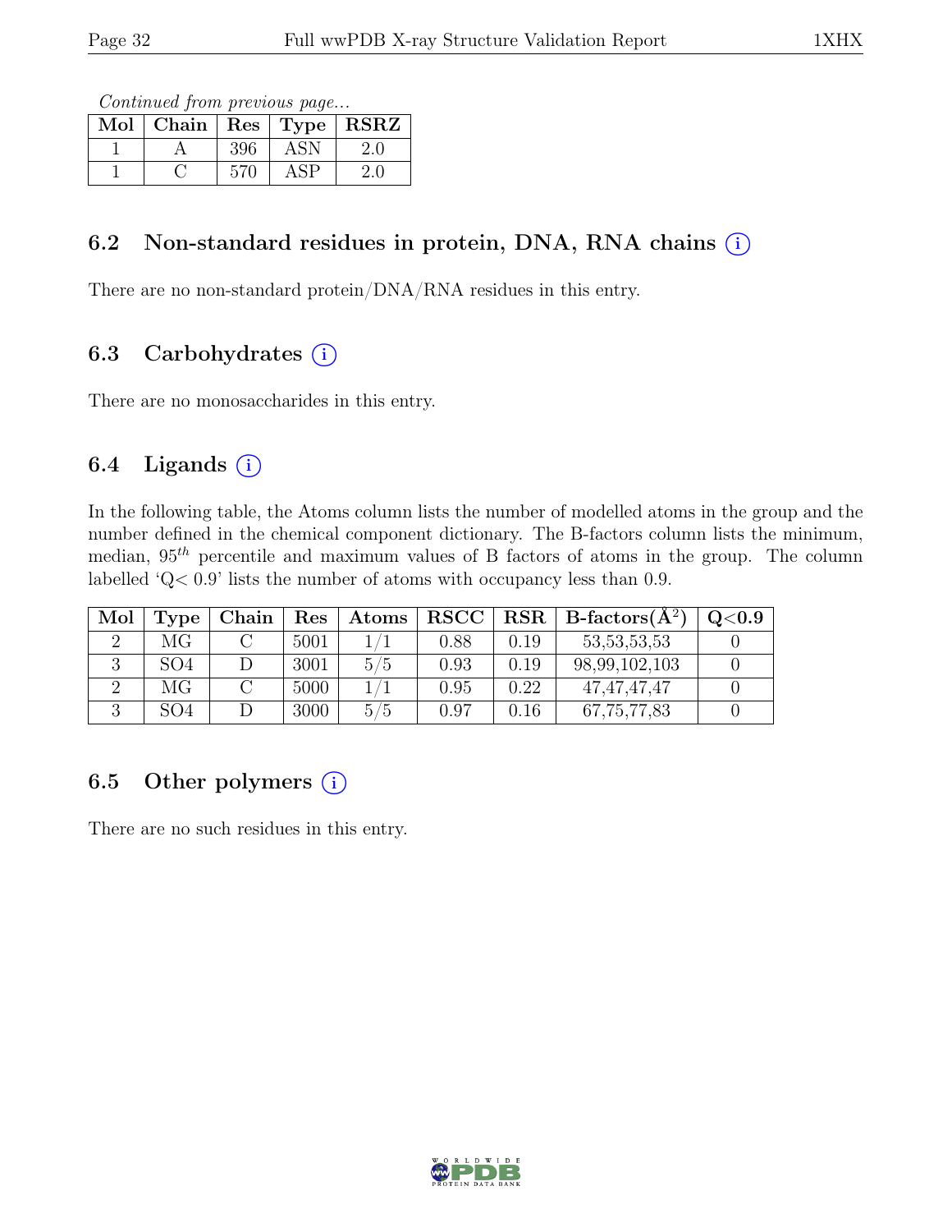*Continued from previous page...*

| Mol | Chain | Res | Type | RSRZ |
|---|---|---|---|---|
| 1 | A | 396 | ASN | 2.0 |
| 1 | C | 570 | ASP | 2.0 |

## 6.2 Non-standard residues in protein, DNA, RNA chains (i)

There are no non-standard protein/DNA/RNA residues in this entry.

## 6.3 Carbohydrates (i)

There are no monosaccharides in this entry.

## 6.4 Ligands (i)

In the following table, the Atoms column lists the number of modelled atoms in the group and the number defined in the chemical component dictionary. The B-factors column lists the minimum, median, $95^{th}$ percentile and maximum values of B factors of atoms in the group. The column labelled 'Q< 0.9' lists the number of atoms with occupancy less than 0.9.

| Mol | Type | Chain | Res | Atoms | RSCC | RSR | B-factors($Å^2$) | Q<0.9 |
|---|---|---|---|---|---|---|---|---|
| 2 | MG | C | 5001 | 1/1 | 0.88 | 0.19 | 53,53,53,53 | 0 |
| 3 | SO4 | D | 3001 | 5/5 | 0.93 | 0.19 | 98,99,102,103 | 0 |
| 2 | MG | C | 5000 | 1/1 | 0.95 | 0.22 | 47,47,47,47 | 0 |
| 3 | SO4 | D | 3000 | 5/5 | 0.97 | 0.16 | 67,75,77,83 | 0 |

## 6.5 Other polymers (i)

There are no such residues in this entry.